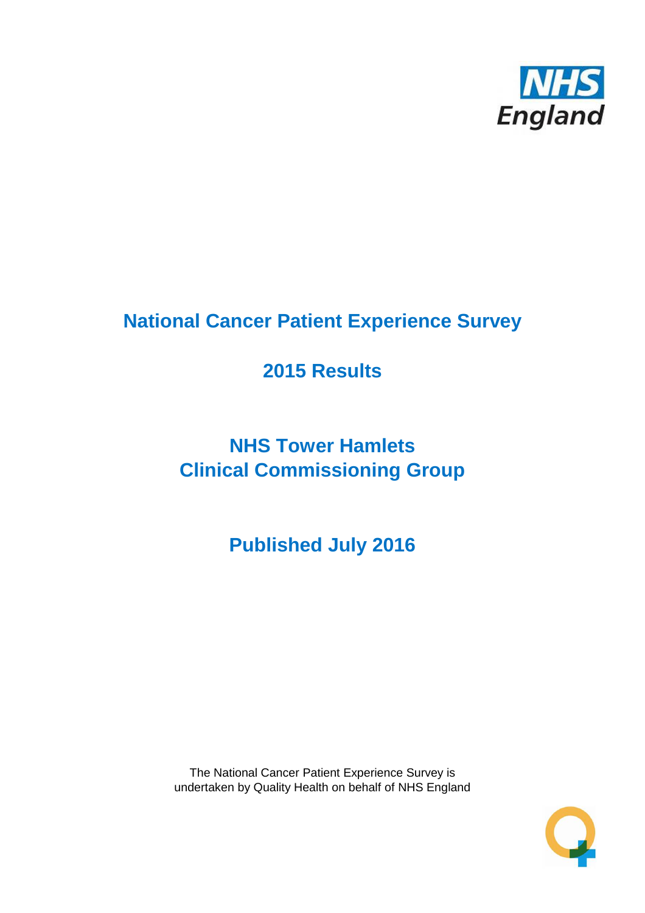NHS England

# National Cancer Patient Experience Survey

## 2015 Results

## NHS Tower Hamlets Clinical Commissioning Group

## Published July 2016

The National Cancer Patient Experience Survey is undertaken by Quality Health on behalf of NHS England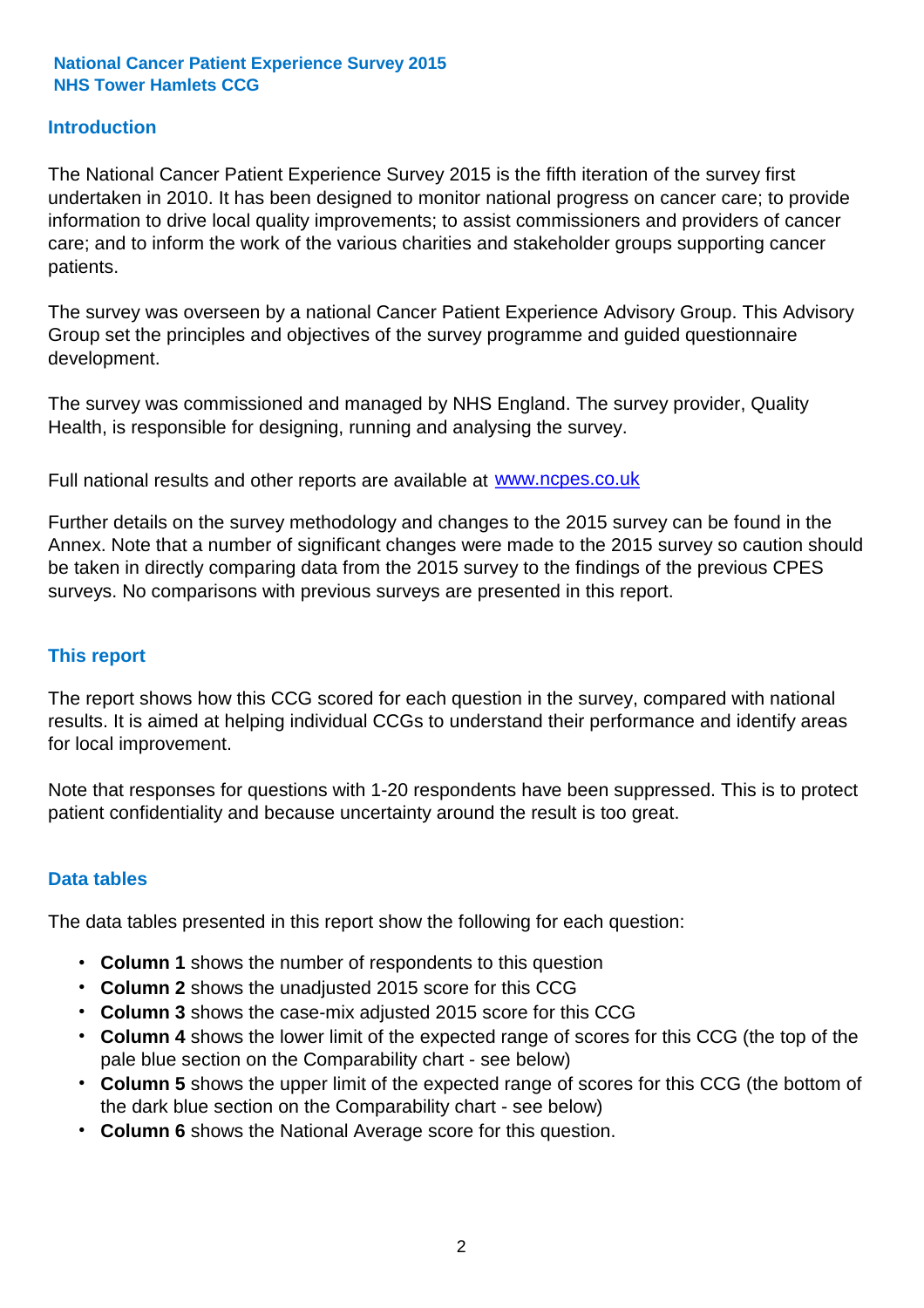**National Cancer Patient Experience Survey 2015**
**NHS Tower Hamlets CCG**

## Introduction

The National Cancer Patient Experience Survey 2015 is the fifth iteration of the survey first undertaken in 2010. It has been designed to monitor national progress on cancer care; to provide information to drive local quality improvements; to assist commissioners and providers of cancer care; and to inform the work of the various charities and stakeholder groups supporting cancer patients.

The survey was overseen by a national Cancer Patient Experience Advisory Group. This Advisory Group set the principles and objectives of the survey programme and guided questionnaire development.

The survey was commissioned and managed by NHS England. The survey provider, Quality Health, is responsible for designing, running and analysing the survey.

Full national results and other reports are available at [www.ncpes.co.uk](http://www.ncpes.co.uk)

Further details on the survey methodology and changes to the 2015 survey can be found in the Annex. Note that a number of significant changes were made to the 2015 survey so caution should be taken in directly comparing data from the 2015 survey to the findings of the previous CPES surveys. No comparisons with previous surveys are presented in this report.

## This report

The report shows how this CCG scored for each question in the survey, compared with national results. It is aimed at helping individual CCGs to understand their performance and identify areas for local improvement.

Note that responses for questions with 1-20 respondents have been suppressed. This is to protect patient confidentiality and because uncertainty around the result is too great.

## Data tables

The data tables presented in this report show the following for each question:

- **Column 1** shows the number of respondents to this question
- **Column 2** shows the unadjusted 2015 score for this CCG
- **Column 3** shows the case-mix adjusted 2015 score for this CCG
- **Column 4** shows the lower limit of the expected range of scores for this CCG (the top of the pale blue section on the Comparability chart - see below)
- **Column 5** shows the upper limit of the expected range of scores for this CCG (the bottom of the dark blue section on the Comparability chart - see below)
- **Column 6** shows the National Average score for this question.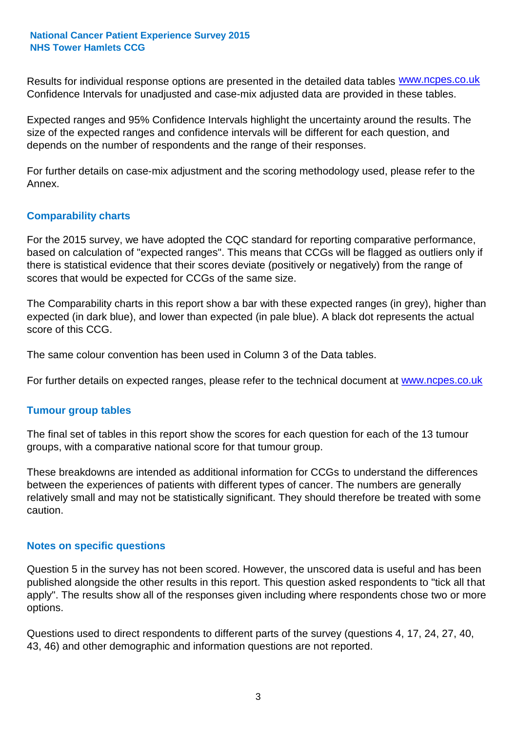Results for individual response options are presented in the detailed data tables www.ncpes.co.uk Confidence Intervals for unadjusted and case-mix adjusted data are provided in these tables.

Expected ranges and 95% Confidence Intervals highlight the uncertainty around the results. The size of the expected ranges and confidence intervals will be different for each question, and depends on the number of respondents and the range of their responses.

For further details on case-mix adjustment and the scoring methodology used, please refer to the Annex.

## Comparability charts

For the 2015 survey, we have adopted the CQC standard for reporting comparative performance, based on calculation of "expected ranges". This means that CCGs will be flagged as outliers only if there is statistical evidence that their scores deviate (positively or negatively) from the range of scores that would be expected for CCGs of the same size.

The Comparability charts in this report show a bar with these expected ranges (in grey), higher than expected (in dark blue), and lower than expected (in pale blue). A black dot represents the actual score of this CCG.

The same colour convention has been used in Column 3 of the Data tables.

For further details on expected ranges, please refer to the technical document at www.ncpes.co.uk

## Tumour group tables

The final set of tables in this report show the scores for each question for each of the 13 tumour groups, with a comparative national score for that tumour group.

These breakdowns are intended as additional information for CCGs to understand the differences between the experiences of patients with different types of cancer. The numbers are generally relatively small and may not be statistically significant. They should therefore be treated with some caution.

## Notes on specific questions

Question 5 in the survey has not been scored. However, the unscored data is useful and has been published alongside the other results in this report. This question asked respondents to "tick all that apply". The results show all of the responses given including where respondents chose two or more options.

Questions used to direct respondents to different parts of the survey (questions 4, 17, 24, 27, 40, 43, 46) and other demographic and information questions are not reported.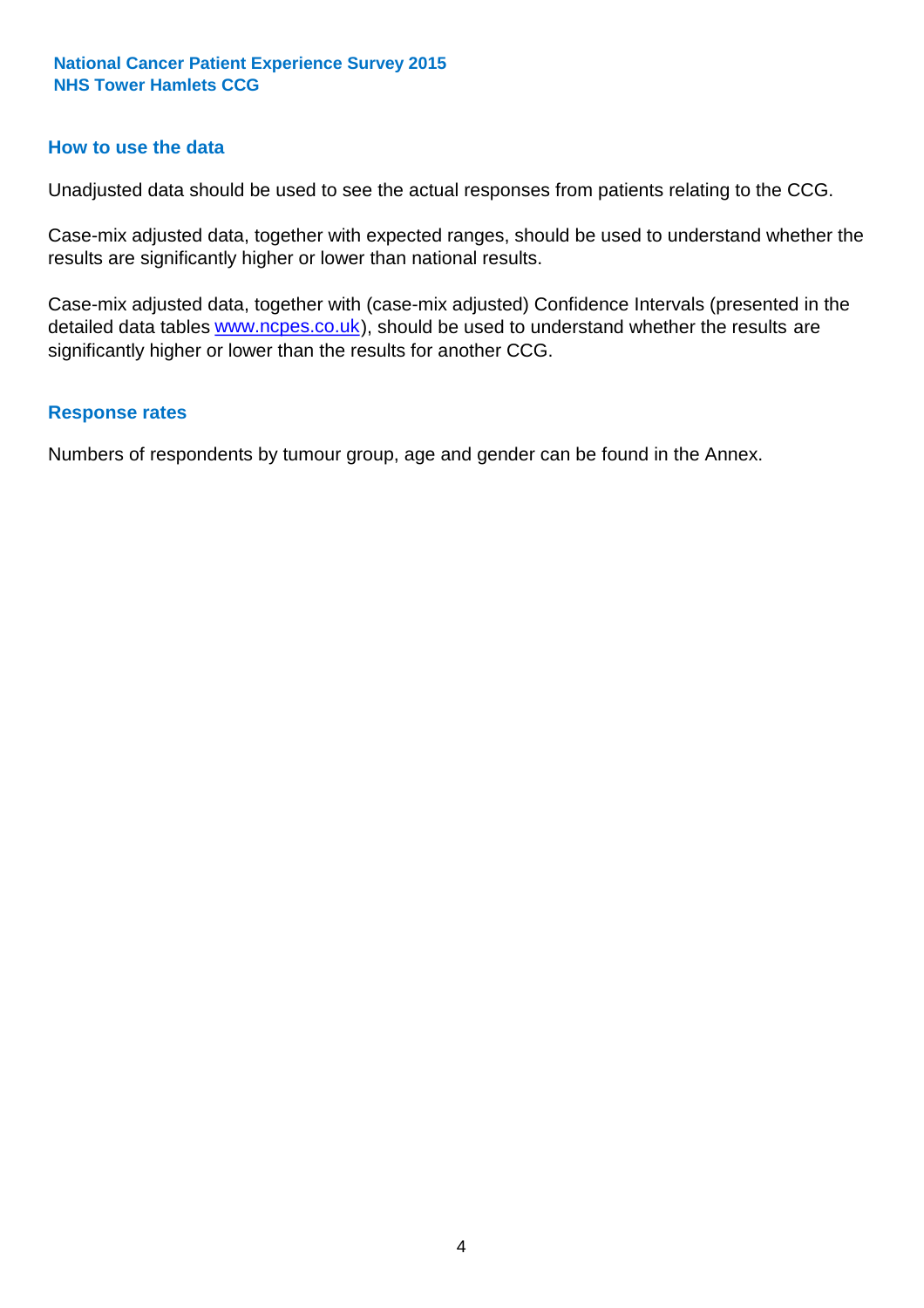## How to use the data

Unadjusted data should be used to see the actual responses from patients relating to the CCG.

Case-mix adjusted data, together with expected ranges, should be used to understand whether the results are significantly higher or lower than national results.

Case-mix adjusted data, together with (case-mix adjusted) Confidence Intervals (presented in the detailed data tables www.ncpes.co.uk), should be used to understand whether the results are significantly higher or lower than the results for another CCG.

## Response rates

Numbers of respondents by tumour group, age and gender can be found in the Annex.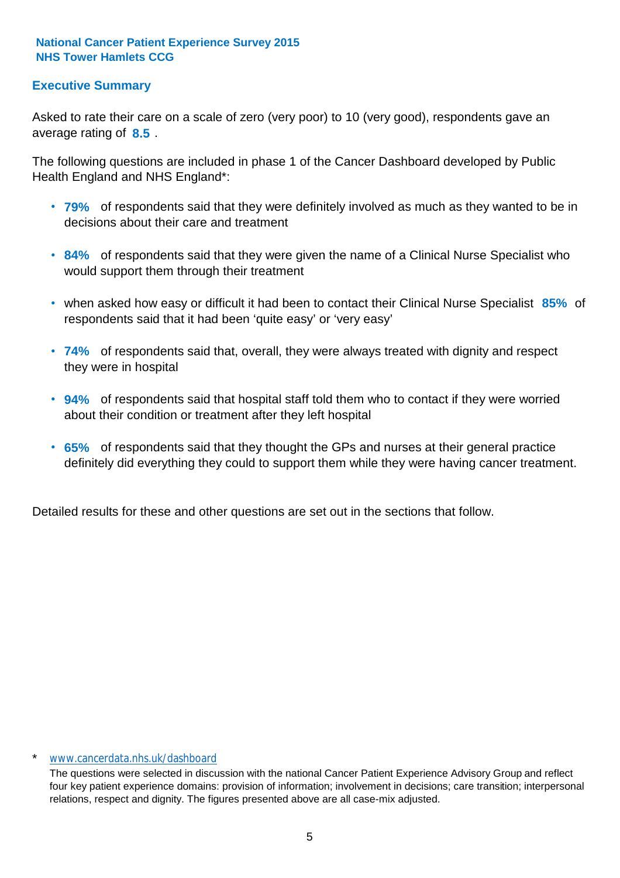**National Cancer Patient Experience Survey 2015**
**NHS Tower Hamlets CCG**

## Executive Summary

Asked to rate their care on a scale of zero (very poor) to 10 (very good), respondents gave an average rating of **8.5** .

The following questions are included in phase 1 of the Cancer Dashboard developed by Public Health England and NHS England*:

- **79%** of respondents said that they were definitely involved as much as they wanted to be in decisions about their care and treatment
- **84%** of respondents said that they were given the name of a Clinical Nurse Specialist who would support them through their treatment
- when asked how easy or difficult it had been to contact their Clinical Nurse Specialist **85%** of respondents said that it had been 'quite easy' or 'very easy'
- **74%** of respondents said that, overall, they were always treated with dignity and respect they were in hospital
- **94%** of respondents said that hospital staff told them who to contact if they were worried about their condition or treatment after they left hospital
- **65%** of respondents said that they thought the GPs and nurses at their general practice definitely did everything they could to support them while they were having cancer treatment.

Detailed results for these and other questions are set out in the sections that follow.

\* www.cancerdata.nhs.uk/dashboard

The questions were selected in discussion with the national Cancer Patient Experience Advisory Group and reflect four key patient experience domains: provision of information; involvement in decisions; care transition; interpersonal relations, respect and dignity. The figures presented above are all case-mix adjusted.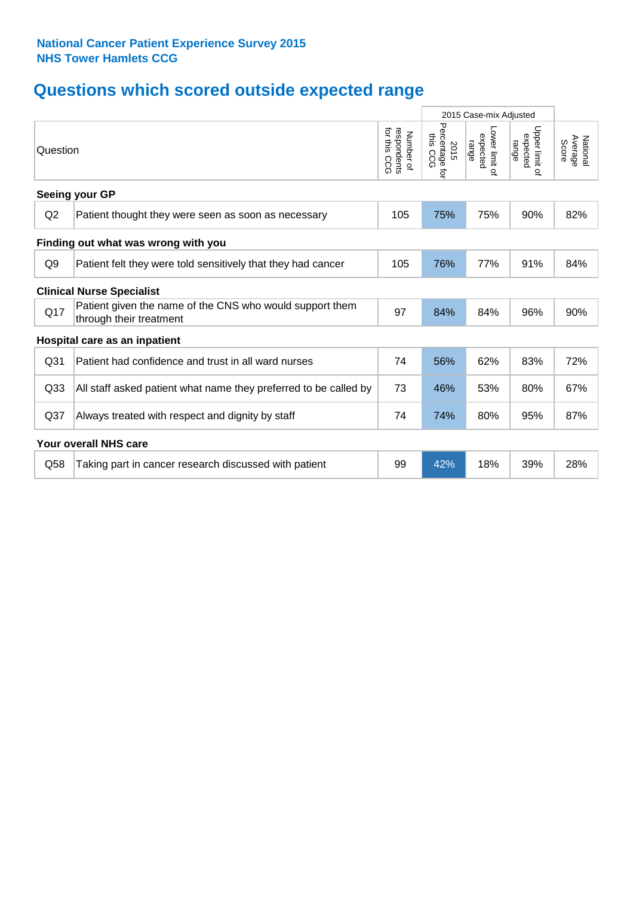**National Cancer Patient Experience Survey 2015**
**NHS Tower Hamlets CCG**

# Questions which scored outside expected range

| Question | | Number of respondents for this CCG | 2015 Case-mix Adjusted: 2015 Percentage for this CCG | Lower limit of expected range | Upper limit of expected range | National Average Score |
|---|---|---|---|---|---|---|
| **Seeing your GP** | | | | | | |
| Q2 | Patient thought they were seen as soon as necessary | 105 | 75% | 75% | 90% | 82% |
| **Finding out what was wrong with you** | | | | | | |
| Q9 | Patient felt they were told sensitively that they had cancer | 105 | 76% | 77% | 91% | 84% |
| **Clinical Nurse Specialist** | | | | | | |
| Q17 | Patient given the name of the CNS who would support them through their treatment | 97 | 84% | 84% | 96% | 90% |
| **Hospital care as an inpatient** | | | | | | |
| Q31 | Patient had confidence and trust in all ward nurses | 74 | 56% | 62% | 83% | 72% |
| Q33 | All staff asked patient what name they preferred to be called by | 73 | 46% | 53% | 80% | 67% |
| Q37 | Always treated with respect and dignity by staff | 74 | 74% | 80% | 95% | 87% |
| **Your overall NHS care** | | | | | | |
| Q58 | Taking part in cancer research discussed with patient | 99 | 42% | 18% | 39% | 28% |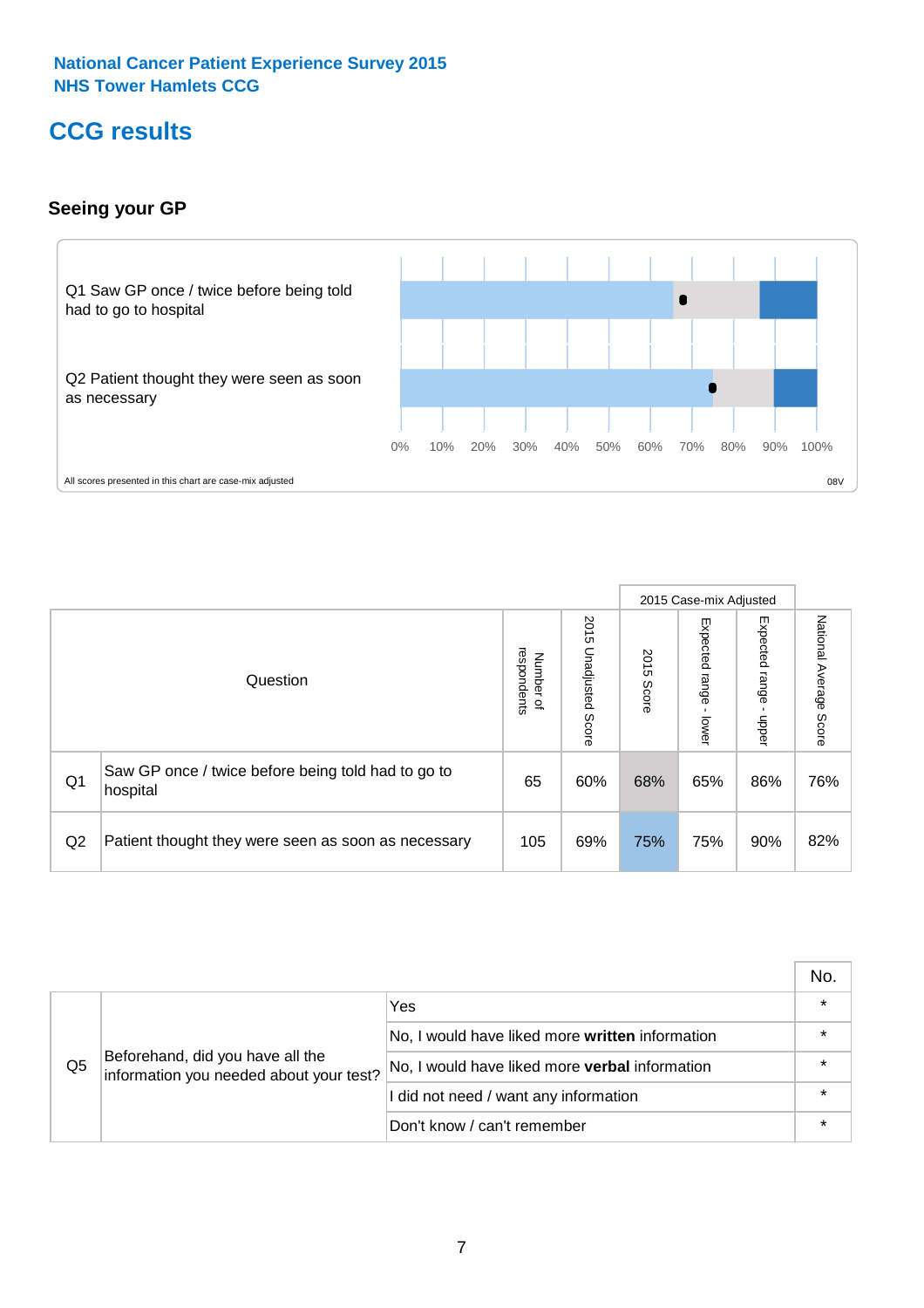National Cancer Patient Experience Survey 2015
NHS Tower Hamlets CCG

# CCG results

## Seeing your GP

Q1 Saw GP once / twice before being told had to go to hospital

Q2 Patient thought they were seen as soon as necessary

0% 10% 20% 30% 40% 50% 60% 70% 80% 90% 100%

All scores presented in this chart are case-mix adjusted

08V

| | Question | Number of respondents | 2015 Unadjusted Score | 2015 Case-mix Adjusted: 2015 Score | 2015 Case-mix Adjusted: Expected range - lower | 2015 Case-mix Adjusted: Expected range - upper | National Average Score |
|---|---|---|---|---|---|---|---|
| Q1 | Saw GP once / twice before being told had to go to hospital | 65 | 60% | 68% | 65% | 86% | 76% |
| Q2 | Patient thought they were seen as soon as necessary | 105 | 69% | 75% | 75% | 90% | 82% |

| | | | No. |
|---|---|---|---|
| Q5 | Beforehand, did you have all the information you needed about your test? | Yes | * |
| | | No, I would have liked more **written** information | * |
| | | No, I would have liked more **verbal** information | * |
| | | I did not need / want any information | * |
| | | Don't know / can't remember | * |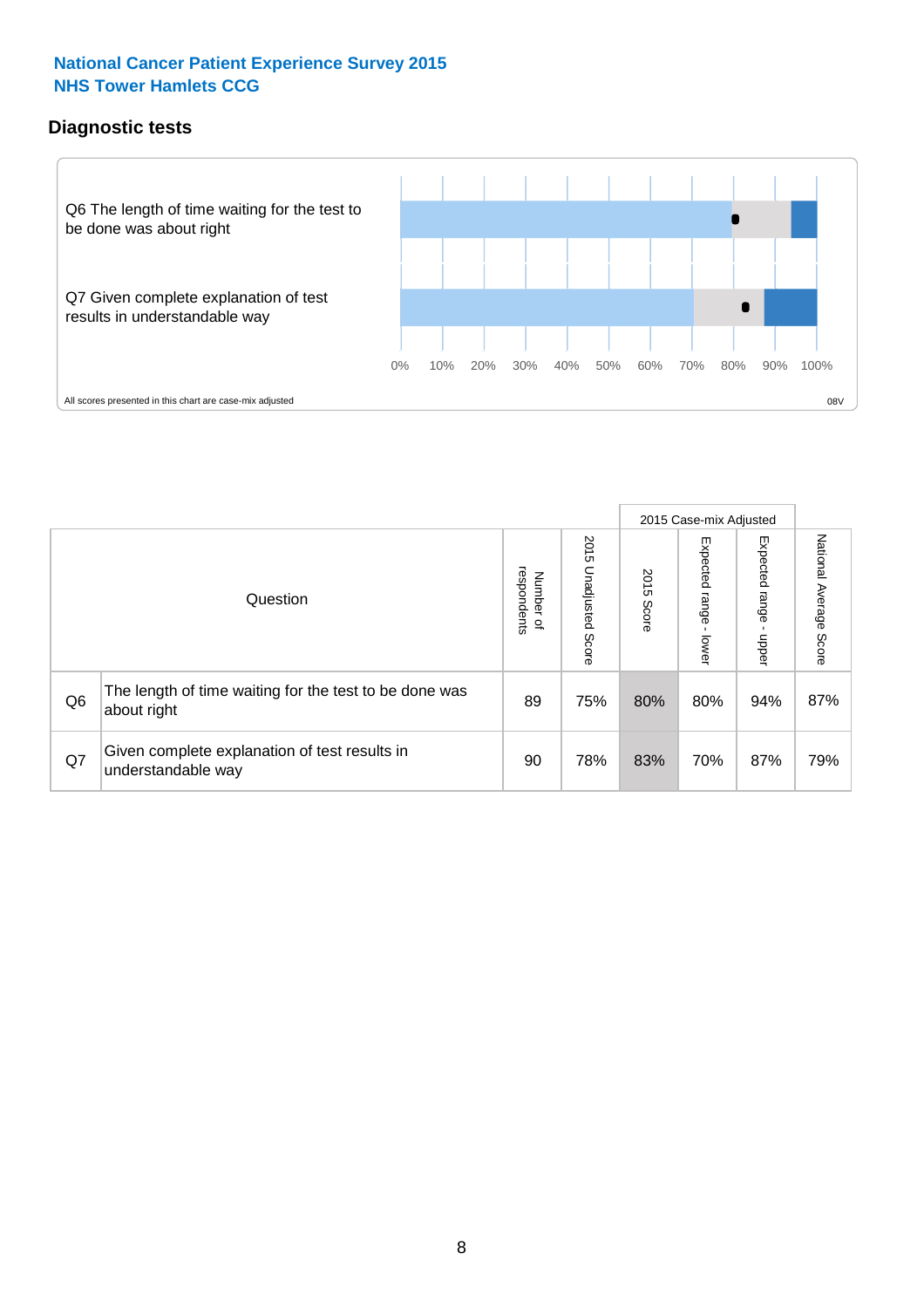**National Cancer Patient Experience Survey 2015**
**NHS Tower Hamlets CCG**

## Diagnostic tests

Q6 The length of time waiting for the test to be done was about right

Q7 Given complete explanation of test results in understandable way

0% 10% 20% 30% 40% 50% 60% 70% 80% 90% 100%

All scores presented in this chart are case-mix adjusted

08V

| Question | | Number of respondents | 2015 Unadjusted Score | 2015 Case-mix Adjusted 2015 Score | 2015 Case-mix Adjusted Expected range - lower | 2015 Case-mix Adjusted Expected range - upper | National Average Score |
|---|---|---|---|---|---|---|---|
| Q6 | The length of time waiting for the test to be done was about right | 89 | 75% | 80% | 80% | 94% | 87% |
| Q7 | Given complete explanation of test results in understandable way | 90 | 78% | 83% | 70% | 87% | 79% |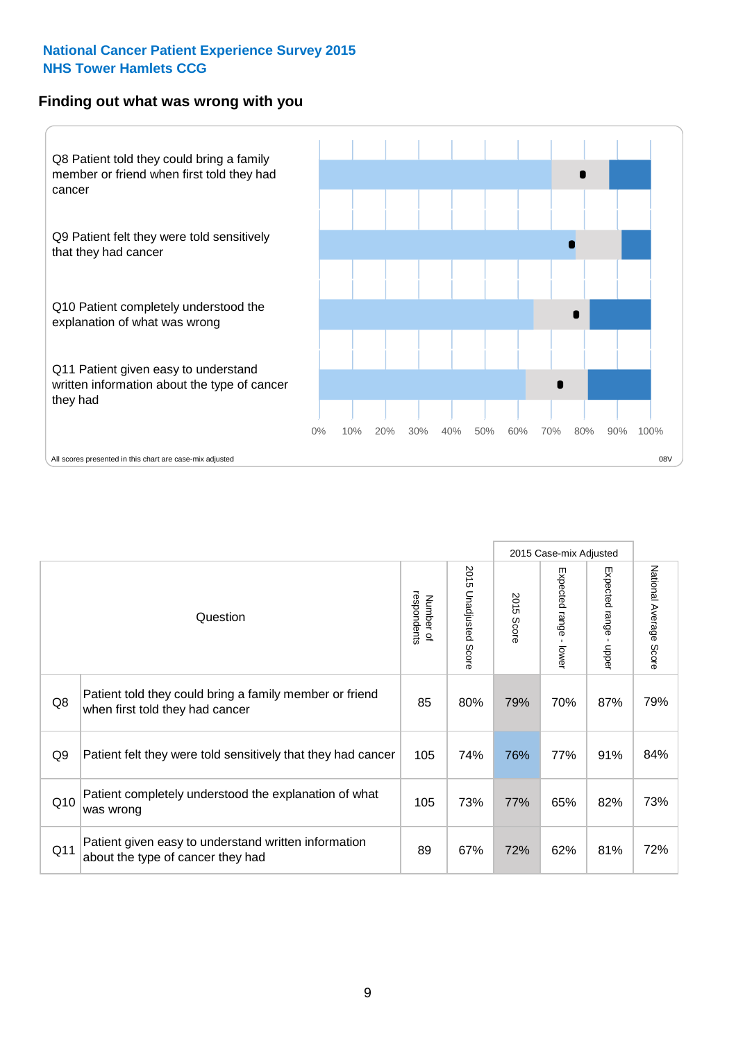**National Cancer Patient Experience Survey 2015**
**NHS Tower Hamlets CCG**

## Finding out what was wrong with you

Q8 Patient told they could bring a family member or friend when first told they had cancer

Q9 Patient felt they were told sensitively that they had cancer

Q10 Patient completely understood the explanation of what was wrong

Q11 Patient given easy to understand written information about the type of cancer they had

0% 10% 20% 30% 40% 50% 60% 70% 80% 90% 100%

All scores presented in this chart are case-mix adjusted

08V

| | Question | Number of respondents | 2015 Unadjusted Score | 2015 Case-mix Adjusted: 2015 Score | 2015 Case-mix Adjusted: Expected range - lower | 2015 Case-mix Adjusted: Expected range - upper | National Average Score |
|---|---|---|---|---|---|---|---|
| Q8 | Patient told they could bring a family member or friend when first told they had cancer | 85 | 80% | 79% | 70% | 87% | 79% |
| Q9 | Patient felt they were told sensitively that they had cancer | 105 | 74% | 76% | 77% | 91% | 84% |
| Q10 | Patient completely understood the explanation of what was wrong | 105 | 73% | 77% | 65% | 82% | 73% |
| Q11 | Patient given easy to understand written information about the type of cancer they had | 89 | 67% | 72% | 62% | 81% | 72% |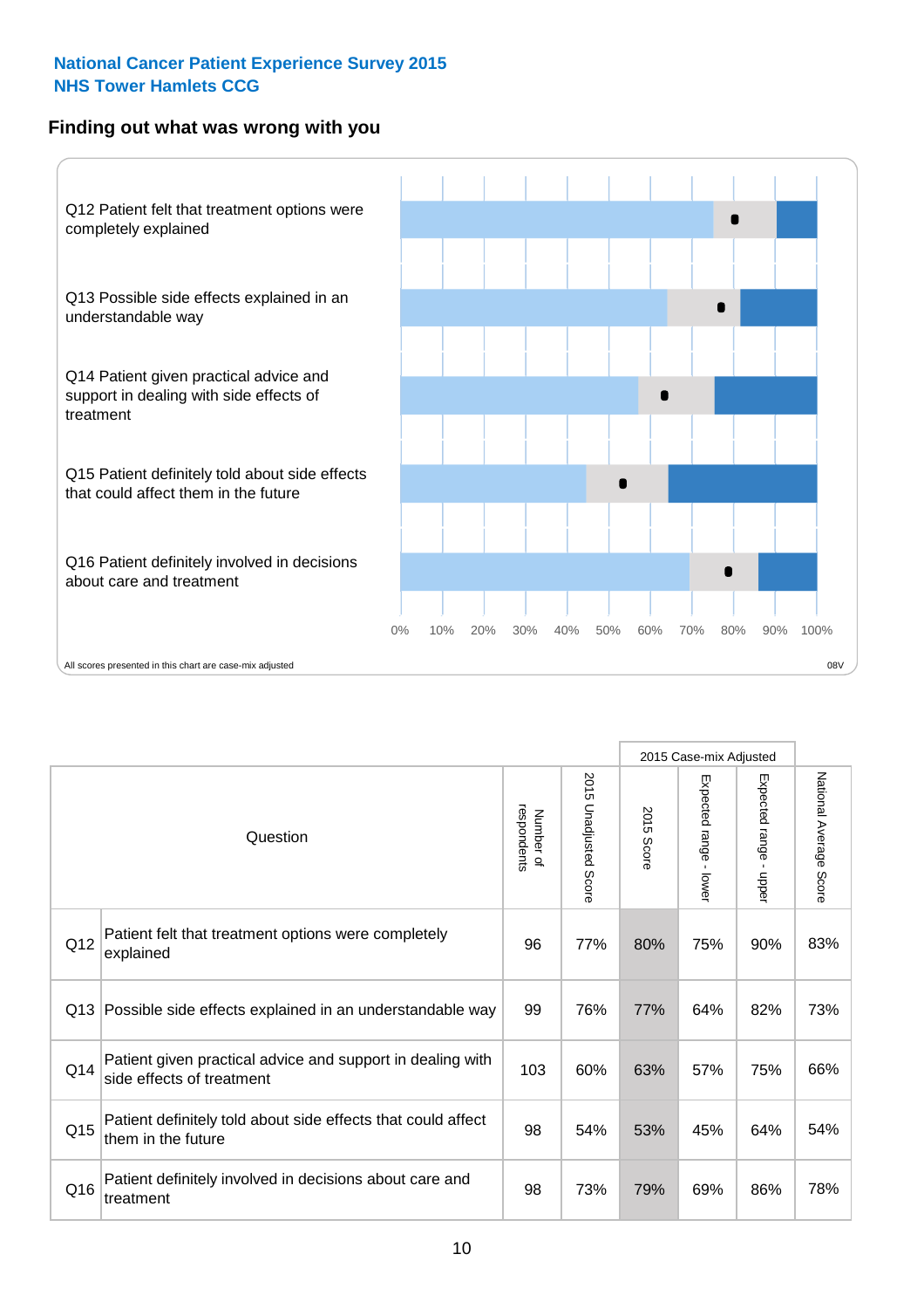**National Cancer Patient Experience Survey 2015**
**NHS Tower Hamlets CCG**

## Finding out what was wrong with you

Q12 Patient felt that treatment options were completely explained

Q13 Possible side effects explained in an understandable way

Q14 Patient given practical advice and support in dealing with side effects of treatment

Q15 Patient definitely told about side effects that could affect them in the future

Q16 Patient definitely involved in decisions about care and treatment

0% 10% 20% 30% 40% 50% 60% 70% 80% 90% 100%

All scores presented in this chart are case-mix adjusted

08V

| Question | | Number of respondents | 2015 Unadjusted Score | 2015 Case-mix Adjusted | | | National Average Score |
|---|---|---|---|---|---|---|---|
| | | | | 2015 Score | Expected range - lower | Expected range - upper | |
| Q12 | Patient felt that treatment options were completely explained | 96 | 77% | 80% | 75% | 90% | 83% |
| Q13 | Possible side effects explained in an understandable way | 99 | 76% | 77% | 64% | 82% | 73% |
| Q14 | Patient given practical advice and support in dealing with side effects of treatment | 103 | 60% | 63% | 57% | 75% | 66% |
| Q15 | Patient definitely told about side effects that could affect them in the future | 98 | 54% | 53% | 45% | 64% | 54% |
| Q16 | Patient definitely involved in decisions about care and treatment | 98 | 73% | 79% | 69% | 86% | 78% |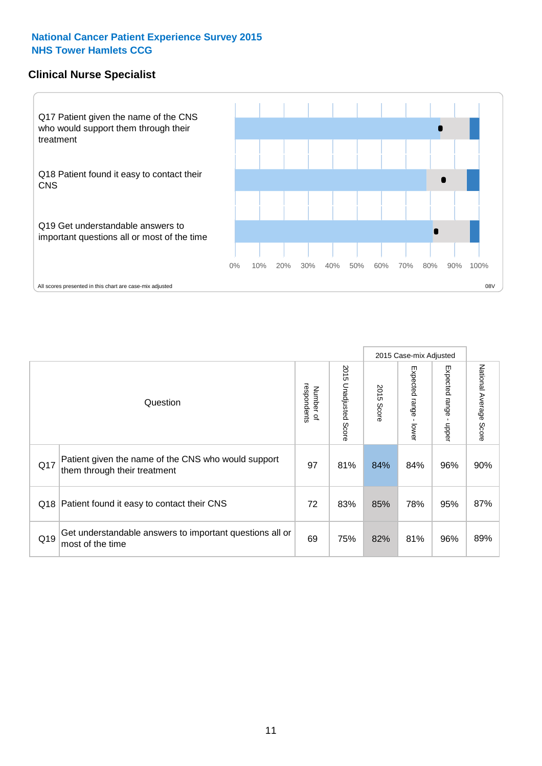**National Cancer Patient Experience Survey 2015**
**NHS Tower Hamlets CCG**

## Clinical Nurse Specialist

Q17 Patient given the name of the CNS who would support them through their treatment

Q18 Patient found it easy to contact their CNS

Q19 Get understandable answers to important questions all or most of the time

0% 10% 20% 30% 40% 50% 60% 70% 80% 90% 100%

All scores presented in this chart are case-mix adjusted

08V

| | Question | Number of respondents | 2015 Unadjusted Score | 2015 Case-mix Adjusted | | | National Average Score |
|---|---|---|---|---|---|---|---|
| | | | | 2015 Score | Expected range - lower | Expected range - upper | |
| Q17 | Patient given the name of the CNS who would support them through their treatment | 97 | 81% | 84% | 84% | 96% | 90% |
| Q18 | Patient found it easy to contact their CNS | 72 | 83% | 85% | 78% | 95% | 87% |
| Q19 | Get understandable answers to important questions all or most of the time | 69 | 75% | 82% | 81% | 96% | 89% |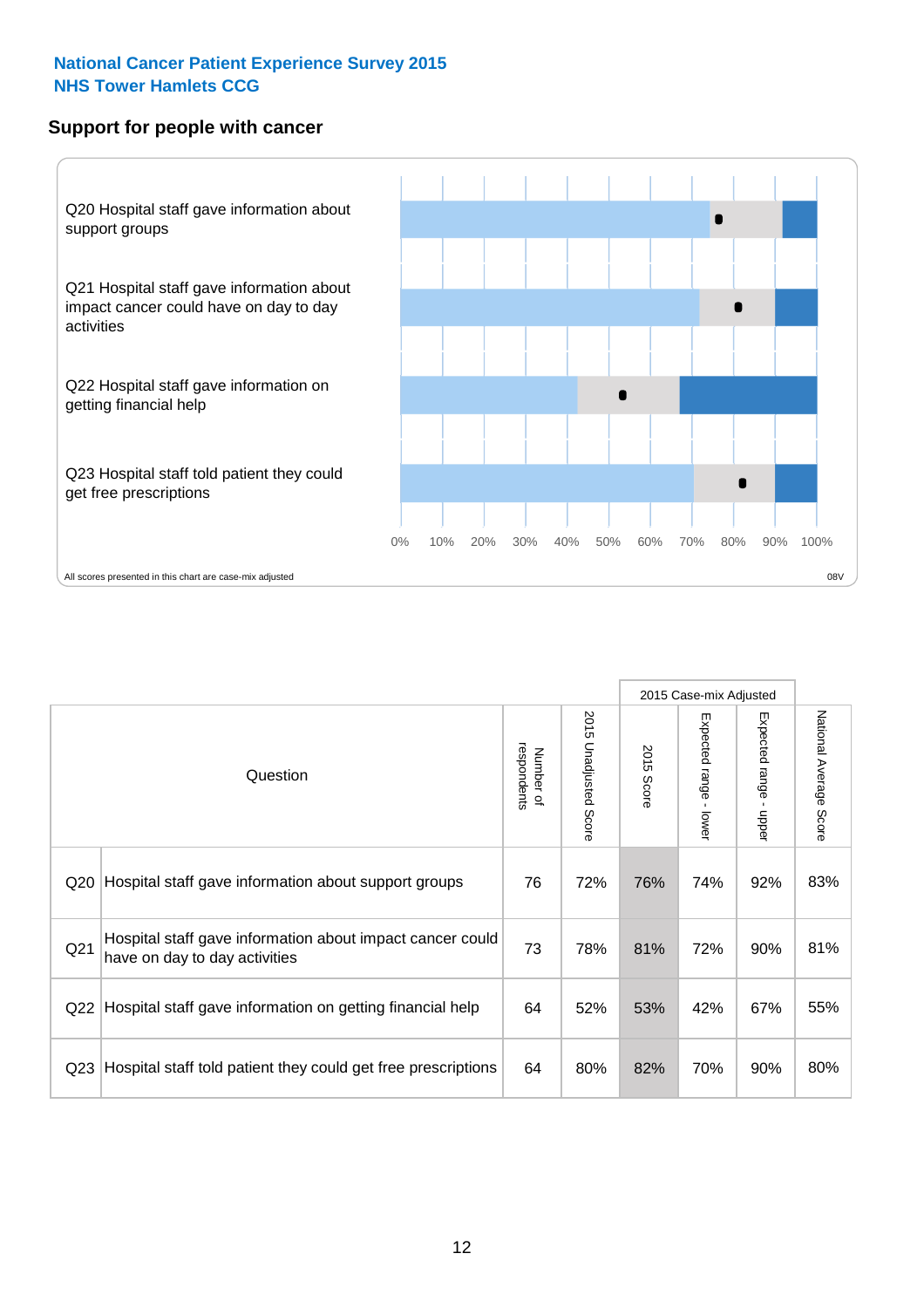National Cancer Patient Experience Survey 2015
NHS Tower Hamlets CCG

## Support for people with cancer

Q20 Hospital staff gave information about support groups

Q21 Hospital staff gave information about impact cancer could have on day to day activities

Q22 Hospital staff gave information on getting financial help

Q23 Hospital staff told patient they could get free prescriptions

0% 10% 20% 30% 40% 50% 60% 70% 80% 90% 100%

All scores presented in this chart are case-mix adjusted

08V

| | Question | Number of respondents | 2015 Unadjusted Score | 2015 Case-mix Adjusted 2015 Score | 2015 Case-mix Adjusted Expected range - lower | 2015 Case-mix Adjusted Expected range - upper | National Average Score |
|---|---|---|---|---|---|---|---|
| Q20 | Hospital staff gave information about support groups | 76 | 72% | 76% | 74% | 92% | 83% |
| Q21 | Hospital staff gave information about impact cancer could have on day to day activities | 73 | 78% | 81% | 72% | 90% | 81% |
| Q22 | Hospital staff gave information on getting financial help | 64 | 52% | 53% | 42% | 67% | 55% |
| Q23 | Hospital staff told patient they could get free prescriptions | 64 | 80% | 82% | 70% | 90% | 80% |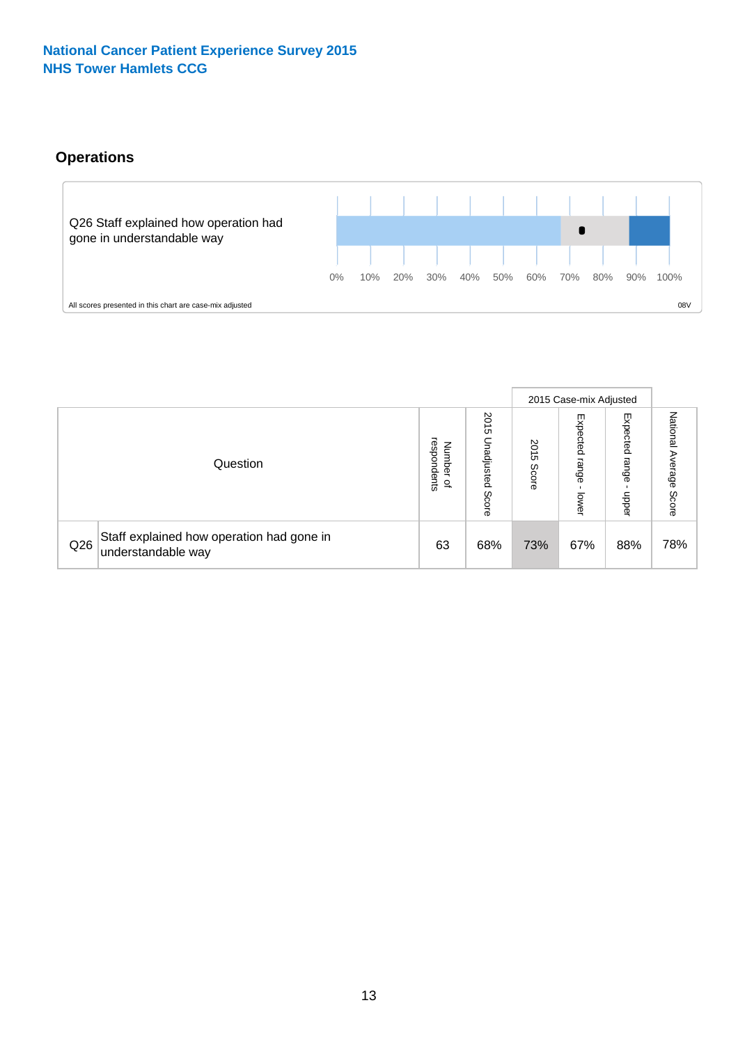**National Cancer Patient Experience Survey 2015**
**NHS Tower Hamlets CCG**

## Operations

Q26 Staff explained how operation had gone in understandable way

0% 10% 20% 30% 40% 50% 60% 70% 80% 90% 100%

All scores presented in this chart are case-mix adjusted

08V

| | Question | Number of respondents | 2015 Unadjusted Score | 2015 Case-mix Adjusted: 2015 Score | 2015 Case-mix Adjusted: Expected range - lower | 2015 Case-mix Adjusted: Expected range - upper | National Average Score |
|---|---|---|---|---|---|---|---|
| Q26 | Staff explained how operation had gone in understandable way | 63 | 68% | 73% | 67% | 88% | 78% |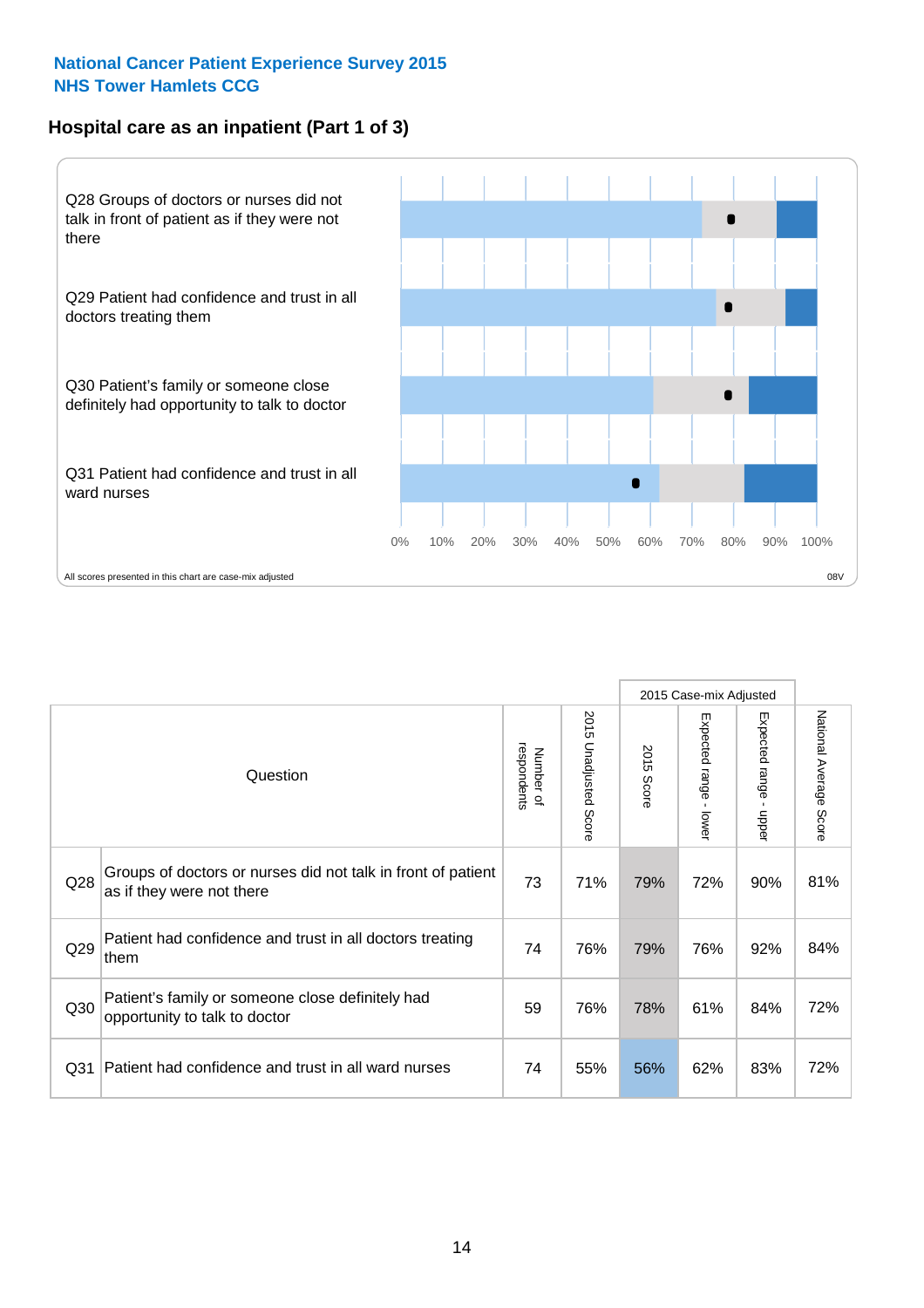National Cancer Patient Experience Survey 2015
NHS Tower Hamlets CCG

## Hospital care as an inpatient (Part 1 of 3)

Q28 Groups of doctors or nurses did not talk in front of patient as if they were not there

Q29 Patient had confidence and trust in all doctors treating them

Q30 Patient's family or someone close definitely had opportunity to talk to doctor

Q31 Patient had confidence and trust in all ward nurses

0% 10% 20% 30% 40% 50% 60% 70% 80% 90% 100%

All scores presented in this chart are case-mix adjusted

08V

| | Question | Number of respondents | 2015 Unadjusted Score | 2015 Case-mix Adjusted: 2015 Score | 2015 Case-mix Adjusted: Expected range - lower | 2015 Case-mix Adjusted: Expected range - upper | National Average Score |
|---|---|---|---|---|---|---|---|
| Q28 | Groups of doctors or nurses did not talk in front of patient as if they were not there | 73 | 71% | 79% | 72% | 90% | 81% |
| Q29 | Patient had confidence and trust in all doctors treating them | 74 | 76% | 79% | 76% | 92% | 84% |
| Q30 | Patient's family or someone close definitely had opportunity to talk to doctor | 59 | 76% | 78% | 61% | 84% | 72% |
| Q31 | Patient had confidence and trust in all ward nurses | 74 | 55% | 56% | 62% | 83% | 72% |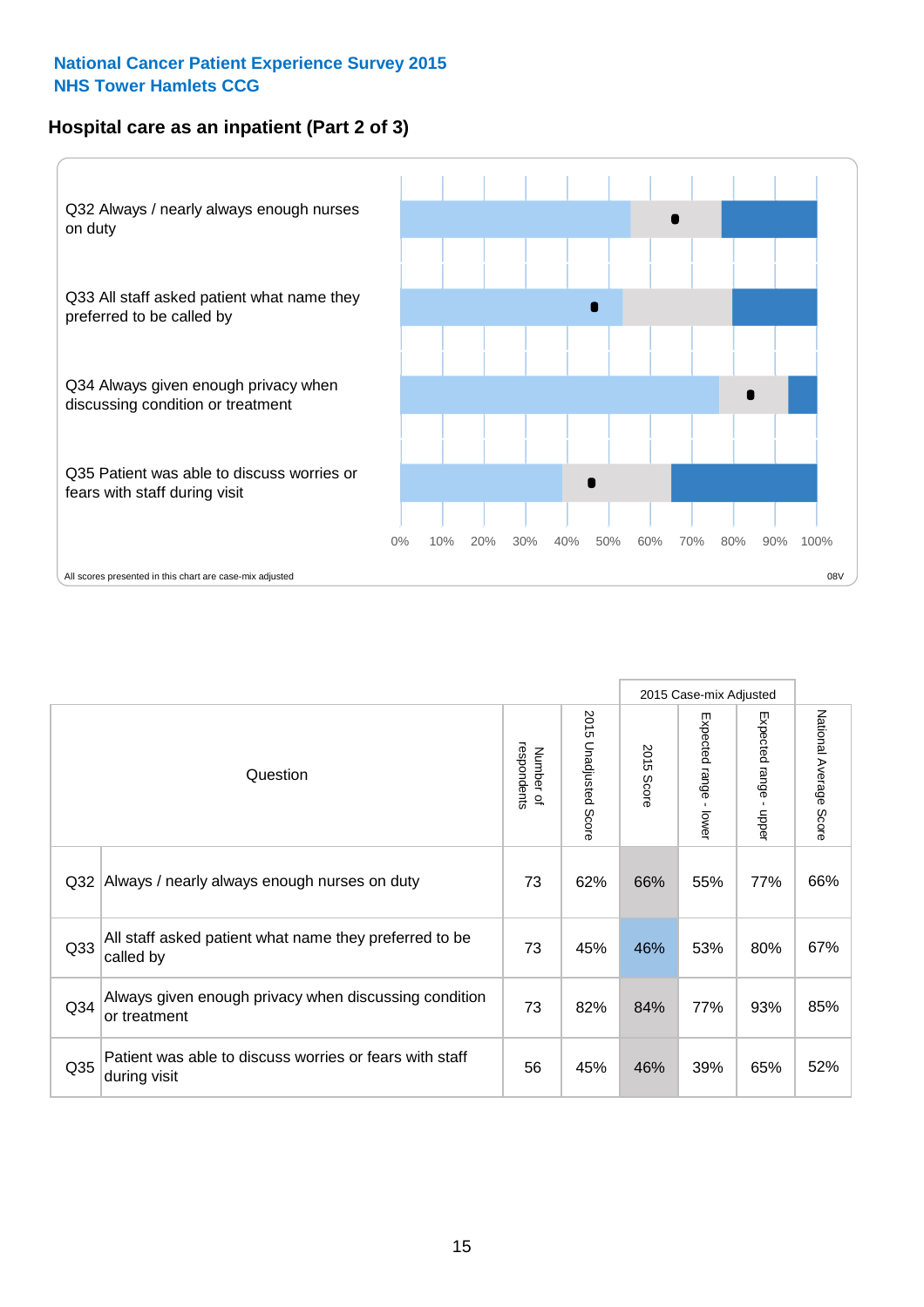**National Cancer Patient Experience Survey 2015**
**NHS Tower Hamlets CCG**

## Hospital care as an inpatient (Part 2 of 3)

Q32 Always / nearly always enough nurses on duty

Q33 All staff asked patient what name they preferred to be called by

Q34 Always given enough privacy when discussing condition or treatment

Q35 Patient was able to discuss worries or fears with staff during visit

0% 10% 20% 30% 40% 50% 60% 70% 80% 90% 100%

All scores presented in this chart are case-mix adjusted

08V

| | Question | Number of respondents | 2015 Unadjusted Score | 2015 Case-mix Adjusted | | | National Average Score |
|---|---|---|---|---|---|---|---|
| | | | | 2015 Score | Expected range - lower | Expected range - upper | |
| Q32 | Always / nearly always enough nurses on duty | 73 | 62% | 66% | 55% | 77% | 66% |
| Q33 | All staff asked patient what name they preferred to be called by | 73 | 45% | 46% | 53% | 80% | 67% |
| Q34 | Always given enough privacy when discussing condition or treatment | 73 | 82% | 84% | 77% | 93% | 85% |
| Q35 | Patient was able to discuss worries or fears with staff during visit | 56 | 45% | 46% | 39% | 65% | 52% |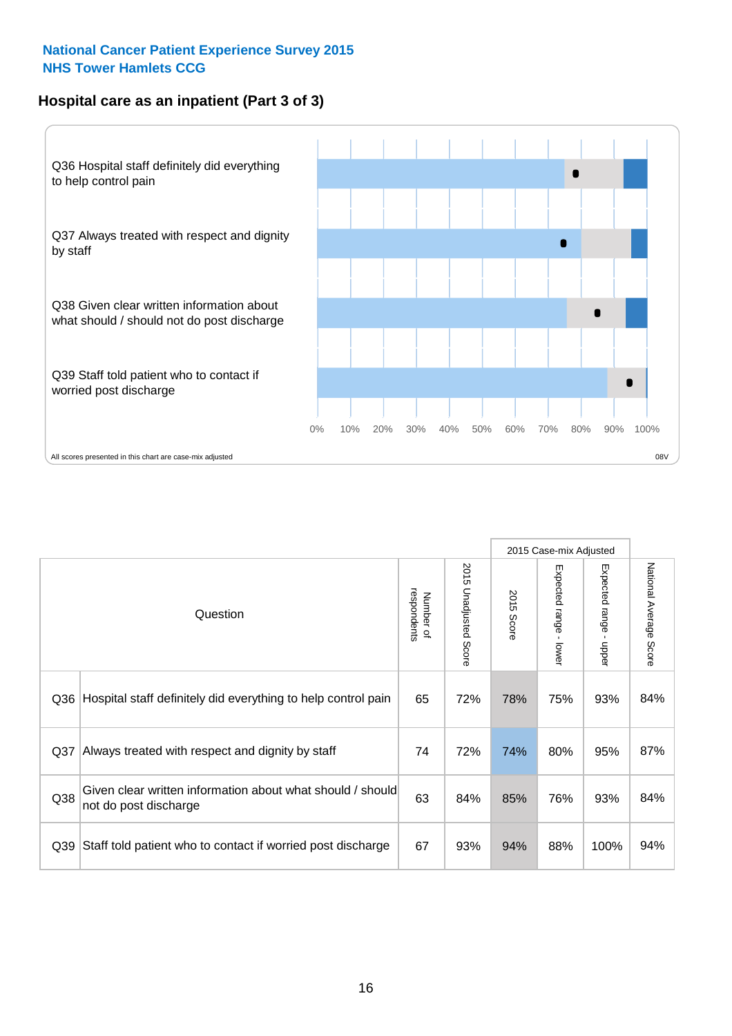National Cancer Patient Experience Survey 2015
NHS Tower Hamlets CCG

## Hospital care as an inpatient (Part 3 of 3)

Q36 Hospital staff definitely did everything to help control pain

Q37 Always treated with respect and dignity by staff

Q38 Given clear written information about what should / should not do post discharge

Q39 Staff told patient who to contact if worried post discharge

0% 10% 20% 30% 40% 50% 60% 70% 80% 90% 100%

All scores presented in this chart are case-mix adjusted

08V

| Question | | Number of respondents | 2015 Unadjusted Score | 2015 Case-mix Adjusted | | | National Average Score |
|---|---|---|---|---|---|---|---|
| | | | | 2015 Score | Expected range - lower | Expected range - upper | |
| Q36 | Hospital staff definitely did everything to help control pain | 65 | 72% | 78% | 75% | 93% | 84% |
| Q37 | Always treated with respect and dignity by staff | 74 | 72% | 74% | 80% | 95% | 87% |
| Q38 | Given clear written information about what should / should not do post discharge | 63 | 84% | 85% | 76% | 93% | 84% |
| Q39 | Staff told patient who to contact if worried post discharge | 67 | 93% | 94% | 88% | 100% | 94% |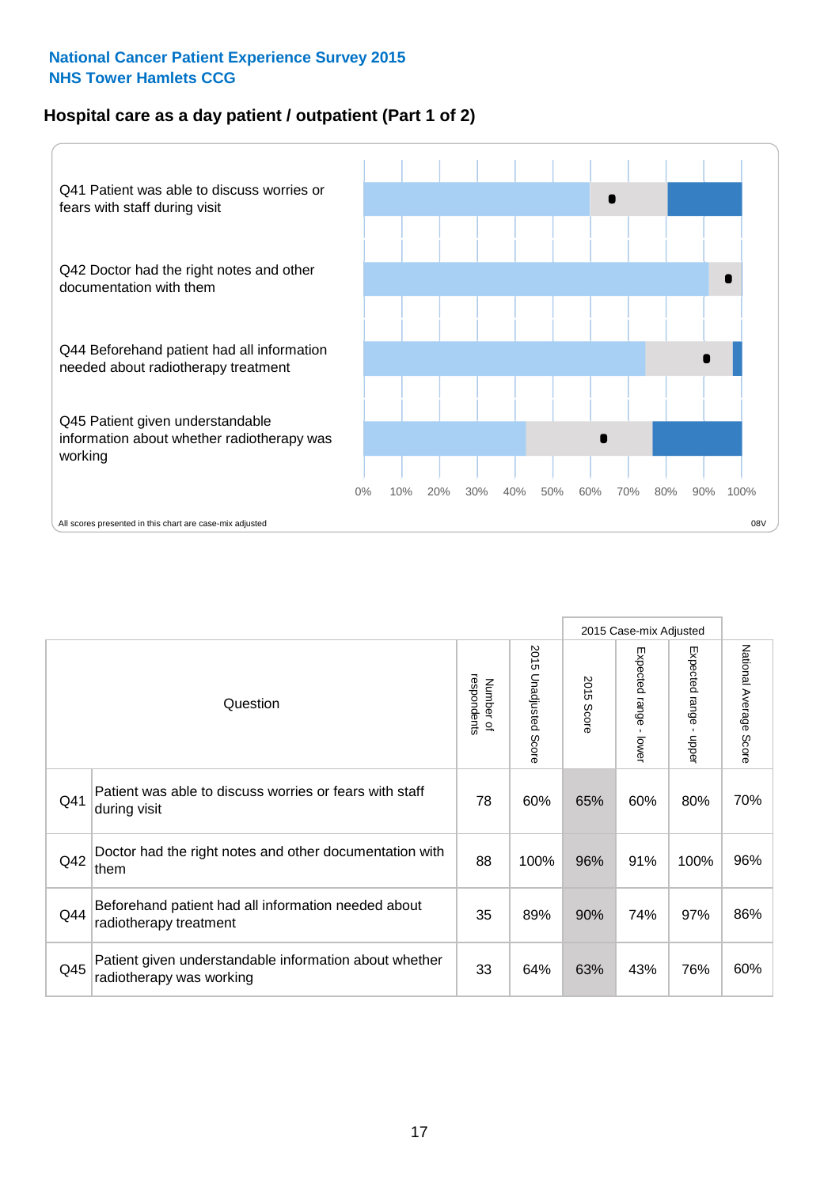**National Cancer Patient Experience Survey 2015**
**NHS Tower Hamlets CCG**

## Hospital care as a day patient / outpatient (Part 1 of 2)

Q41 Patient was able to discuss worries or fears with staff during visit

Q42 Doctor had the right notes and other documentation with them

Q44 Beforehand patient had all information needed about radiotherapy treatment

Q45 Patient given understandable information about whether radiotherapy was working

0% 10% 20% 30% 40% 50% 60% 70% 80% 90% 100%

All scores presented in this chart are case-mix adjusted

08V

| Question | | Number of respondents | 2015 Unadjusted Score | 2015 Case-mix Adjusted | | | National Average Score |
|---|---|---|---|---|---|---|---|
| | | | | 2015 Score | Expected range - lower | Expected range - upper | |
| Q41 | Patient was able to discuss worries or fears with staff during visit | 78 | 60% | 65% | 60% | 80% | 70% |
| Q42 | Doctor had the right notes and other documentation with them | 88 | 100% | 96% | 91% | 100% | 96% |
| Q44 | Beforehand patient had all information needed about radiotherapy treatment | 35 | 89% | 90% | 74% | 97% | 86% |
| Q45 | Patient given understandable information about whether radiotherapy was working | 33 | 64% | 63% | 43% | 76% | 60% |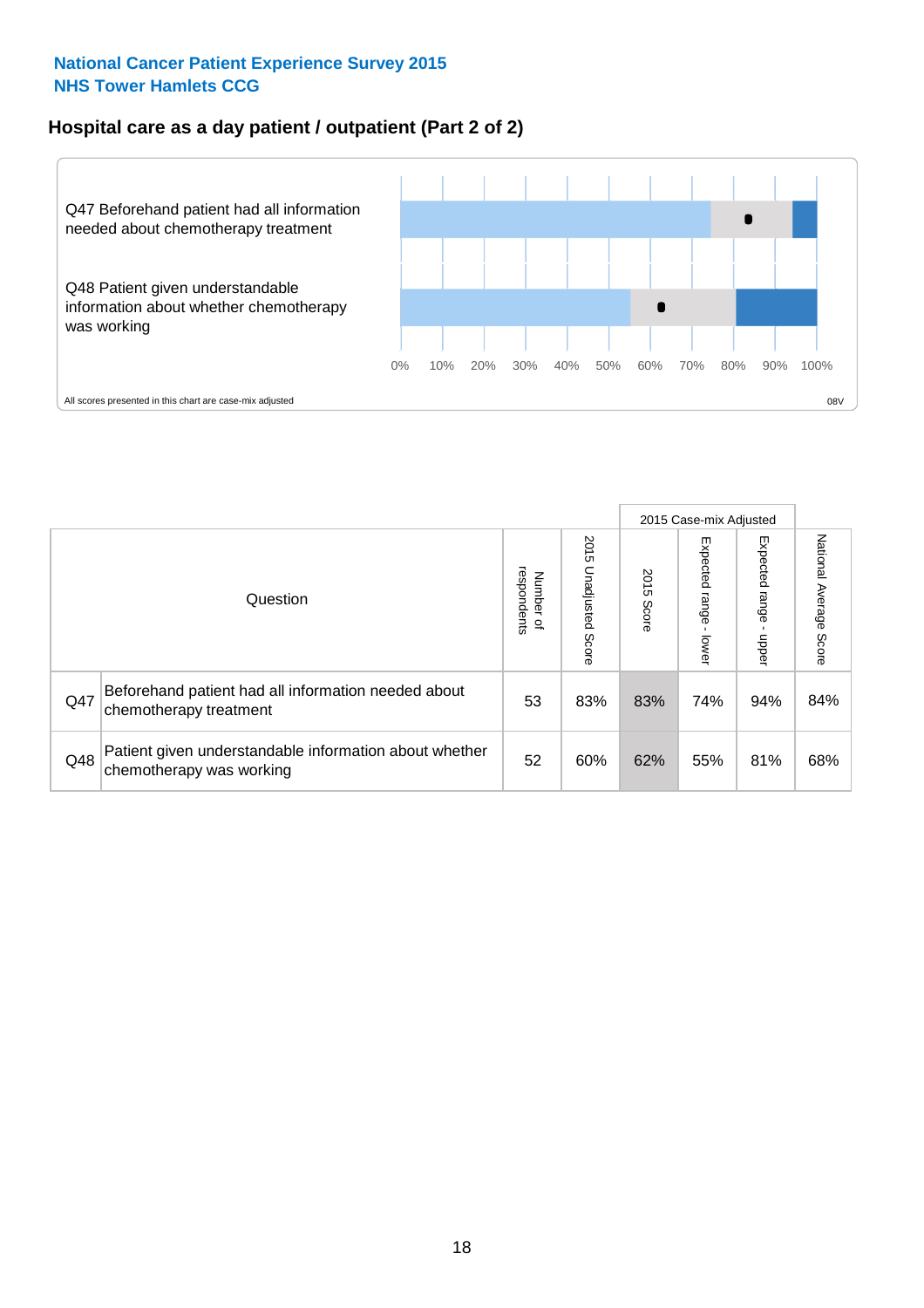National Cancer Patient Experience Survey 2015
NHS Tower Hamlets CCG

## Hospital care as a day patient / outpatient (Part 2 of 2)

Q47 Beforehand patient had all information needed about chemotherapy treatment

Q48 Patient given understandable information about whether chemotherapy was working

0% 10% 20% 30% 40% 50% 60% 70% 80% 90% 100%

All scores presented in this chart are case-mix adjusted

08V

| Question | | Number of respondents | 2015 Unadjusted Score | 2015 Case-mix Adjusted: 2015 Score | 2015 Case-mix Adjusted: Expected range - lower | 2015 Case-mix Adjusted: Expected range - upper | National Average Score |
|---|---|---|---|---|---|---|---|
| Q47 | Beforehand patient had all information needed about chemotherapy treatment | 53 | 83% | 83% | 74% | 94% | 84% |
| Q48 | Patient given understandable information about whether chemotherapy was working | 52 | 60% | 62% | 55% | 81% | 68% |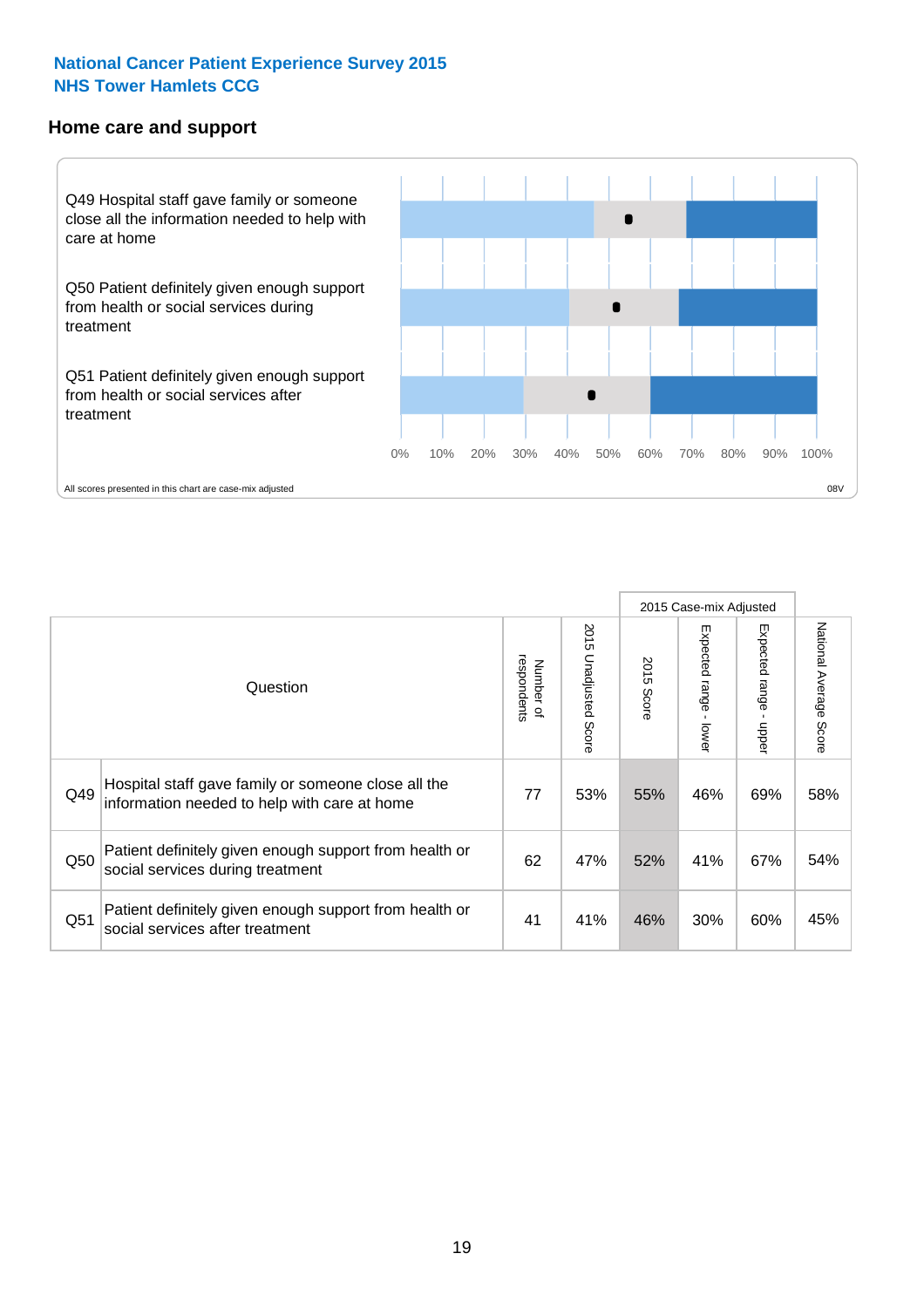**National Cancer Patient Experience Survey 2015**
**NHS Tower Hamlets CCG**

## Home care and support

Q49 Hospital staff gave family or someone close all the information needed to help with care at home

Q50 Patient definitely given enough support from health or social services during treatment

Q51 Patient definitely given enough support from health or social services after treatment

0% 10% 20% 30% 40% 50% 60% 70% 80% 90% 100%

All scores presented in this chart are case-mix adjusted

08V

| | Question | Number of respondents | 2015 Unadjusted Score | 2015 Case-mix Adjusted | | | National Average Score |
|---|---|---|---|---|---|---|---|
| | | | | 2015 Score | Expected range - lower | Expected range - upper | |
| Q49 | Hospital staff gave family or someone close all the information needed to help with care at home | 77 | 53% | 55% | 46% | 69% | 58% |
| Q50 | Patient definitely given enough support from health or social services during treatment | 62 | 47% | 52% | 41% | 67% | 54% |
| Q51 | Patient definitely given enough support from health or social services after treatment | 41 | 41% | 46% | 30% | 60% | 45% |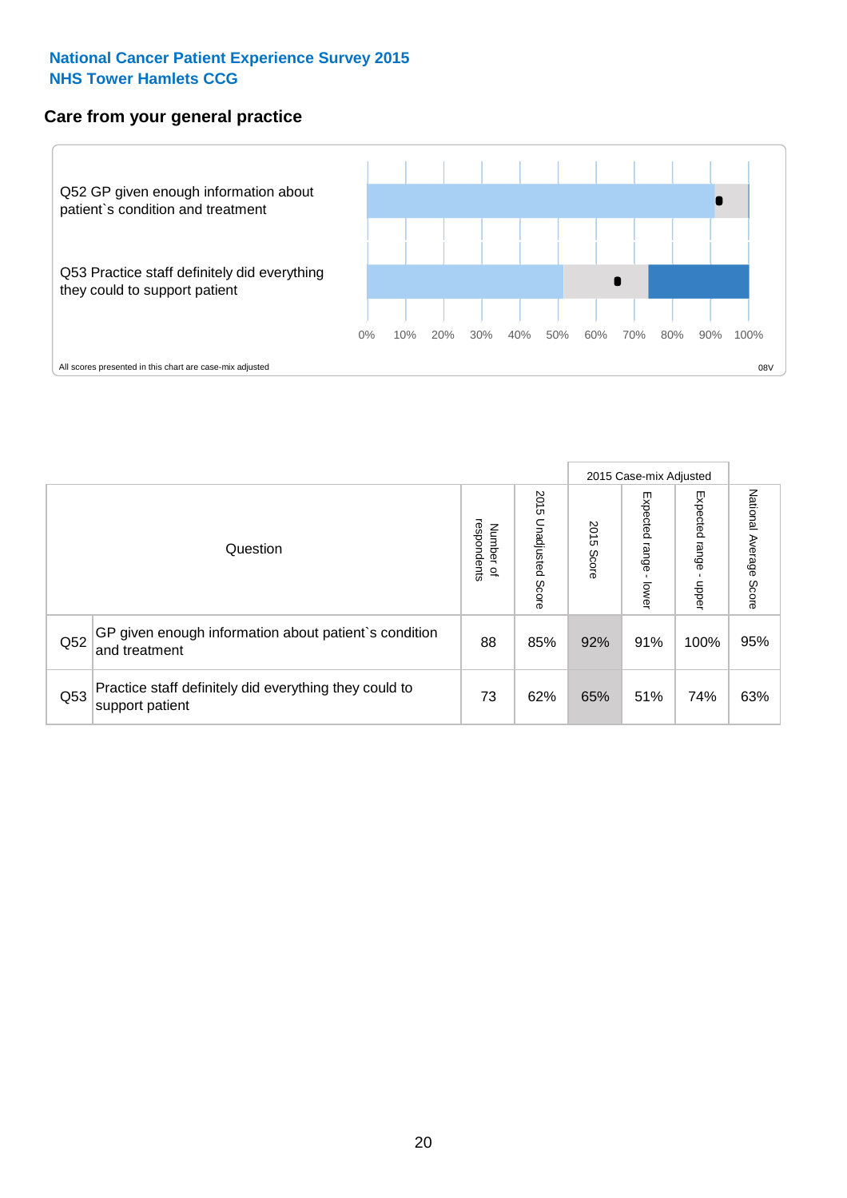National Cancer Patient Experience Survey 2015
NHS Tower Hamlets CCG

## Care from your general practice

Q52 GP given enough information about patient`s condition and treatment

Q53 Practice staff definitely did everything they could to support patient

0% 10% 20% 30% 40% 50% 60% 70% 80% 90% 100%

All scores presented in this chart are case-mix adjusted

08V

| | Question | Number of respondents | 2015 Unadjusted Score | 2015 Case-mix Adjusted 2015 Score | 2015 Case-mix Adjusted Expected range - lower | 2015 Case-mix Adjusted Expected range - upper | National Average Score |
|---|---|---|---|---|---|---|---|
| Q52 | GP given enough information about patient`s condition and treatment | 88 | 85% | 92% | 91% | 100% | 95% |
| Q53 | Practice staff definitely did everything they could to support patient | 73 | 62% | 65% | 51% | 74% | 63% |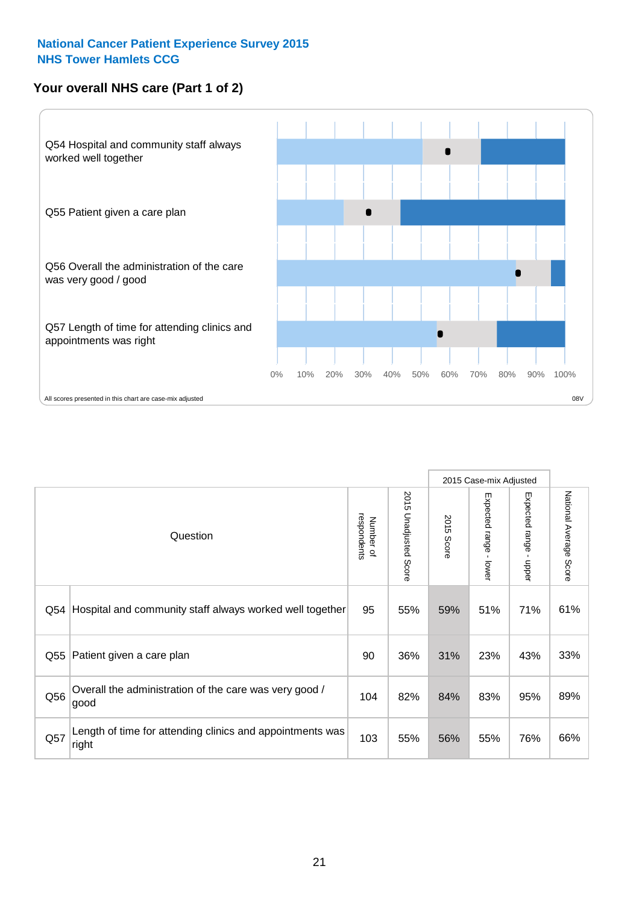National Cancer Patient Experience Survey 2015
NHS Tower Hamlets CCG

## Your overall NHS care (Part 1 of 2)

Q54 Hospital and community staff always worked well together

Q55 Patient given a care plan

Q56 Overall the administration of the care was very good / good

Q57 Length of time for attending clinics and appointments was right

0% 10% 20% 30% 40% 50% 60% 70% 80% 90% 100%

All scores presented in this chart are case-mix adjusted

08V

| Question | | Number of respondents | 2015 Unadjusted Score | 2015 Case-mix Adjusted | | | National Average Score |
|---|---|---|---|---|---|---|---|
| | | | | 2015 Score | Expected range - lower | Expected range - upper | |
| Q54 | Hospital and community staff always worked well together | 95 | 55% | 59% | 51% | 71% | 61% |
| Q55 | Patient given a care plan | 90 | 36% | 31% | 23% | 43% | 33% |
| Q56 | Overall the administration of the care was very good / good | 104 | 82% | 84% | 83% | 95% | 89% |
| Q57 | Length of time for attending clinics and appointments was right | 103 | 55% | 56% | 55% | 76% | 66% |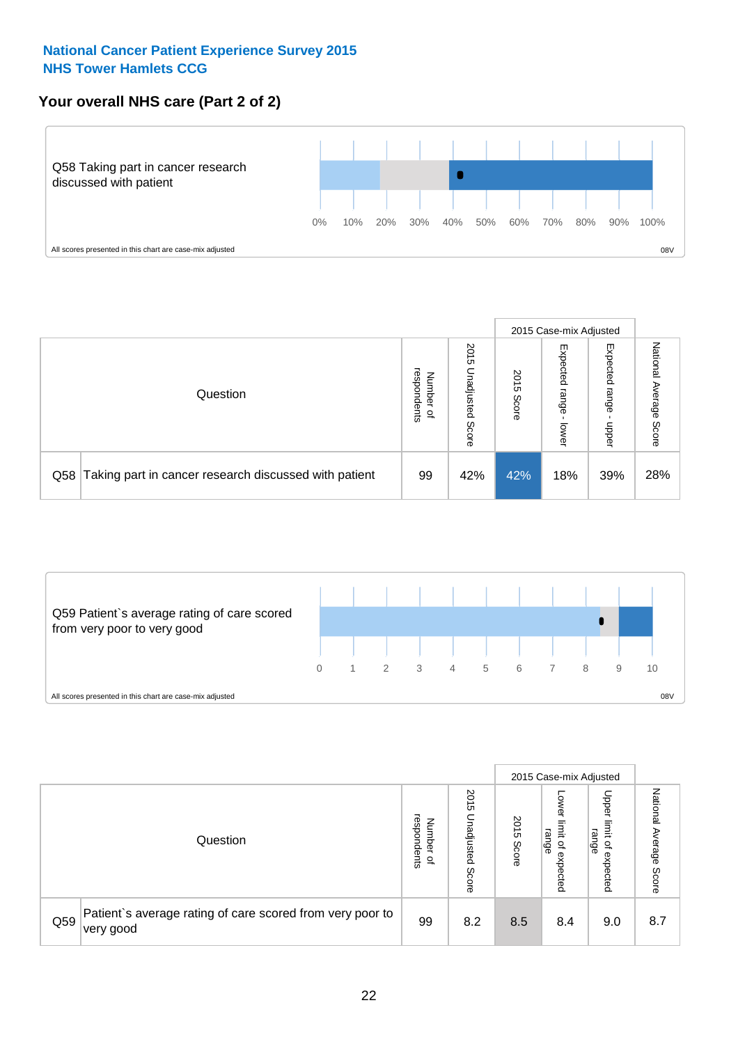National Cancer Patient Experience Survey 2015
NHS Tower Hamlets CCG

## Your overall NHS care (Part 2 of 2)

Q58 Taking part in cancer research discussed with patient

0% 10% 20% 30% 40% 50% 60% 70% 80% 90% 100%

All scores presented in this chart are case-mix adjusted

08V

| Question | | Number of respondents | 2015 Unadjusted Score | 2015 Case-mix Adjusted | | | National Average Score |
|---|---|---|---|---|---|---|---|
| | | | | 2015 Score | Expected range - lower | Expected range - upper | |
| Q58 | Taking part in cancer research discussed with patient | 99 | 42% | 42% | 18% | 39% | 28% |

Q59 Patient`s average rating of care scored from very poor to very good

0 1 2 3 4 5 6 7 8 9 10

All scores presented in this chart are case-mix adjusted

08V

| Question | | Number of respondents | 2015 Unadjusted Score | 2015 Case-mix Adjusted | | | National Average Score |
|---|---|---|---|---|---|---|---|
| | | | | 2015 Score | Lower limit of expected range | Upper limit of expected range | |
| Q59 | Patient`s average rating of care scored from very poor to very good | 99 | 8.2 | 8.5 | 8.4 | 9.0 | 8.7 |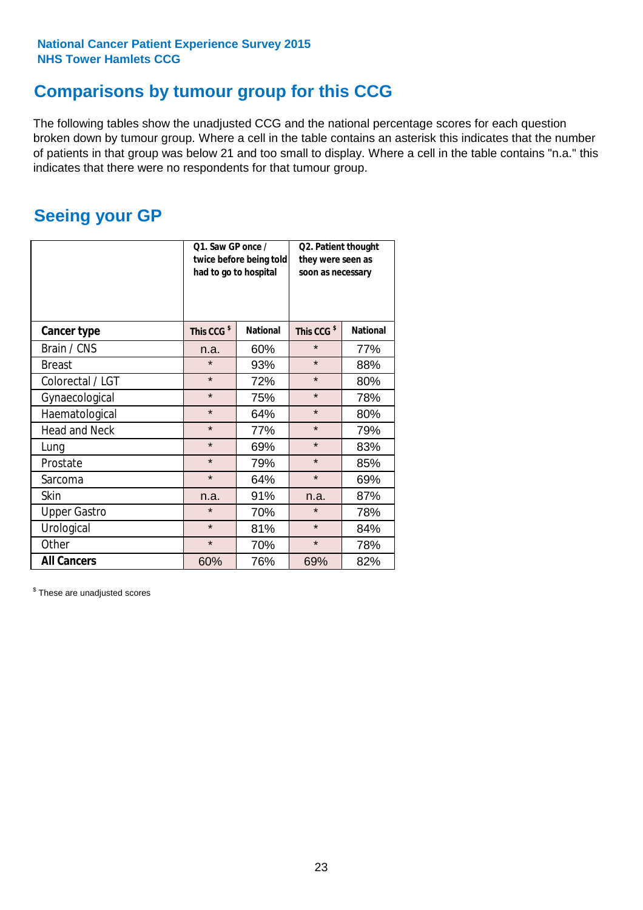National Cancer Patient Experience Survey 2015
NHS Tower Hamlets CCG

## Comparisons by tumour group for this CCG

The following tables show the unadjusted CCG and the national percentage scores for each question broken down by tumour group. Where a cell in the table contains an asterisk this indicates that the number of patients in that group was below 21 and too small to display. Where a cell in the table contains "n.a." this indicates that there were no respondents for that tumour group.

## Seeing your GP

| | Q1. Saw GP once / twice before being told had to go to hospital | | Q2. Patient thought they were seen as soon as necessary | |
|---|---|---|---|---|
| **Cancer type** | **This CCG $** | **National** | **This CCG $** | **National** |
| Brain / CNS | n.a. | 60% | * | 77% |
| Breast | * | 93% | * | 88% |
| Colorectal / LGT | * | 72% | * | 80% |
| Gynaecological | * | 75% | * | 78% |
| Haematological | * | 64% | * | 80% |
| Head and Neck | * | 77% | * | 79% |
| Lung | * | 69% | * | 83% |
| Prostate | * | 79% | * | 85% |
| Sarcoma | * | 64% | * | 69% |
| Skin | n.a. | 91% | n.a. | 87% |
| Upper Gastro | * | 70% | * | 78% |
| Urological | * | 81% | * | 84% |
| Other | * | 70% | * | 78% |
| **All Cancers** | 60% | 76% | 69% | 82% |

$ These are unadjusted scores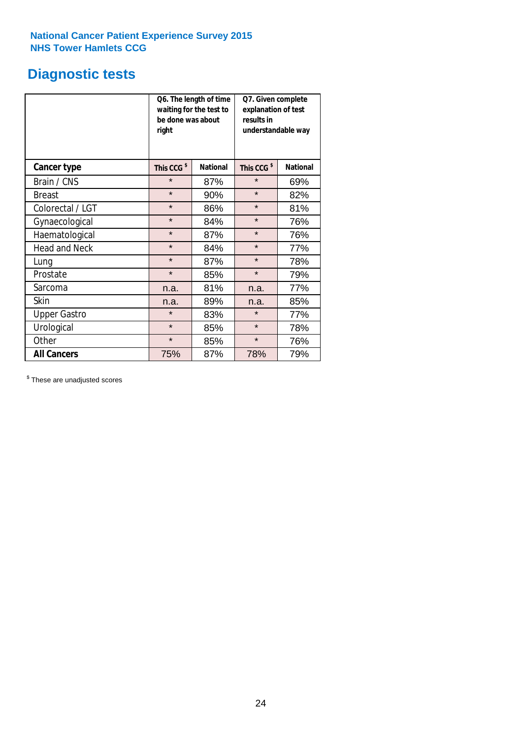National Cancer Patient Experience Survey 2015
NHS Tower Hamlets CCG

## Diagnostic tests

| | Q6. The length of time waiting for the test to be done was about right | | Q7. Given complete explanation of test results in understandable way | |
|---|---|---|---|---|
| **Cancer type** | **This CCG $** | **National** | **This CCG $** | **National** |
| Brain / CNS | * | 87% | * | 69% |
| Breast | * | 90% | * | 82% |
| Colorectal / LGT | * | 86% | * | 81% |
| Gynaecological | * | 84% | * | 76% |
| Haematological | * | 87% | * | 76% |
| Head and Neck | * | 84% | * | 77% |
| Lung | * | 87% | * | 78% |
| Prostate | * | 85% | * | 79% |
| Sarcoma | n.a. | 81% | n.a. | 77% |
| Skin | n.a. | 89% | n.a. | 85% |
| Upper Gastro | * | 83% | * | 77% |
| Urological | * | 85% | * | 78% |
| Other | * | 85% | * | 76% |
| **All Cancers** | 75% | 87% | 78% | 79% |

$ These are unadjusted scores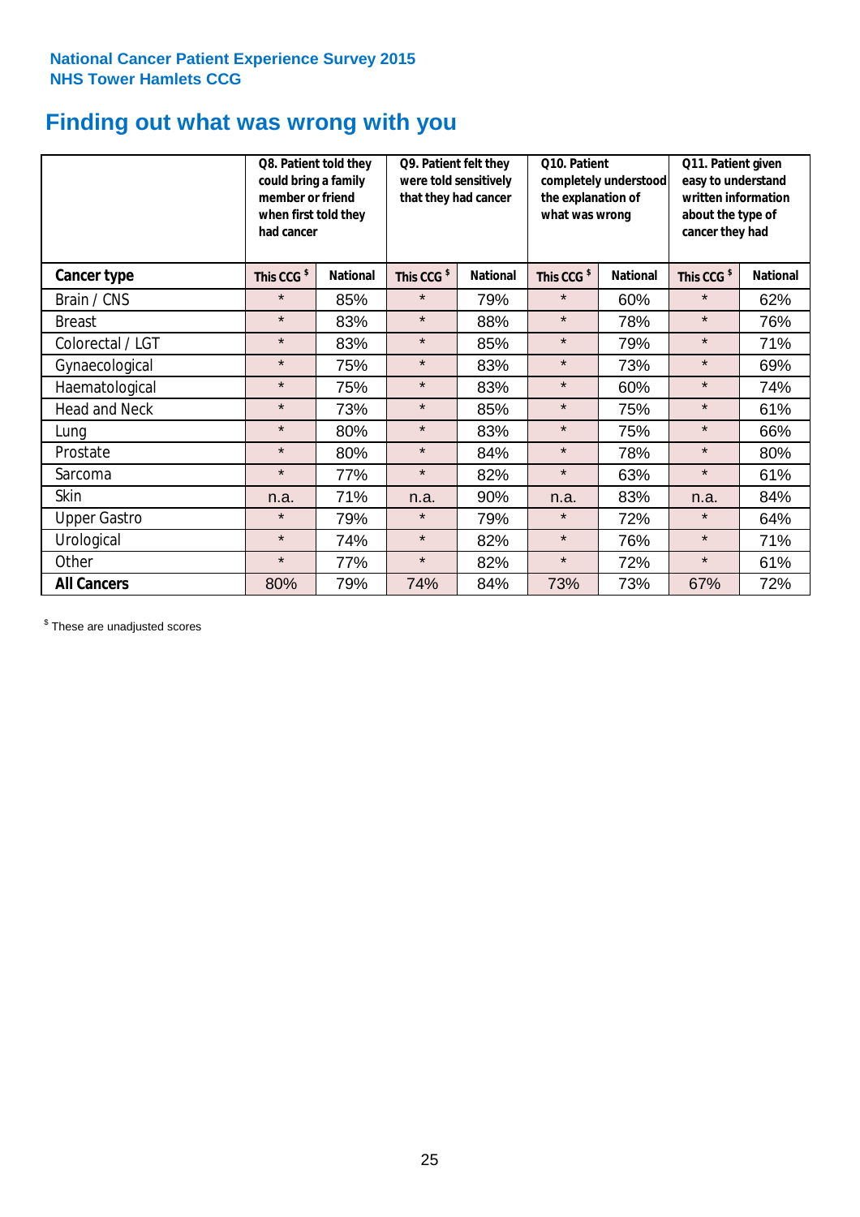**National Cancer Patient Experience Survey 2015**
**NHS Tower Hamlets CCG**

# Finding out what was wrong with you

| | Q8. Patient told they could bring a family member or friend when first told they had cancer | | Q9. Patient felt they were told sensitively that they had cancer | | Q10. Patient completely understood the explanation of what was wrong | | Q11. Patient given easy to understand written information about the type of cancer they had | |
|---|---|---|---|---|---|---|---|---|
| **Cancer type** | **This CCG $** | **National** | **This CCG $** | **National** | **This CCG $** | **National** | **This CCG $** | **National** |
| Brain / CNS | * | 85% | * | 79% | * | 60% | * | 62% |
| Breast | * | 83% | * | 88% | * | 78% | * | 76% |
| Colorectal / LGT | * | 83% | * | 85% | * | 79% | * | 71% |
| Gynaecological | * | 75% | * | 83% | * | 73% | * | 69% |
| Haematological | * | 75% | * | 83% | * | 60% | * | 74% |
| Head and Neck | * | 73% | * | 85% | * | 75% | * | 61% |
| Lung | * | 80% | * | 83% | * | 75% | * | 66% |
| Prostate | * | 80% | * | 84% | * | 78% | * | 80% |
| Sarcoma | * | 77% | * | 82% | * | 63% | * | 61% |
| Skin | n.a. | 71% | n.a. | 90% | n.a. | 83% | n.a. | 84% |
| Upper Gastro | * | 79% | * | 79% | * | 72% | * | 64% |
| Urological | * | 74% | * | 82% | * | 76% | * | 71% |
| Other | * | 77% | * | 82% | * | 72% | * | 61% |
| **All Cancers** | 80% | 79% | 74% | 84% | 73% | 73% | 67% | 72% |

$ These are unadjusted scores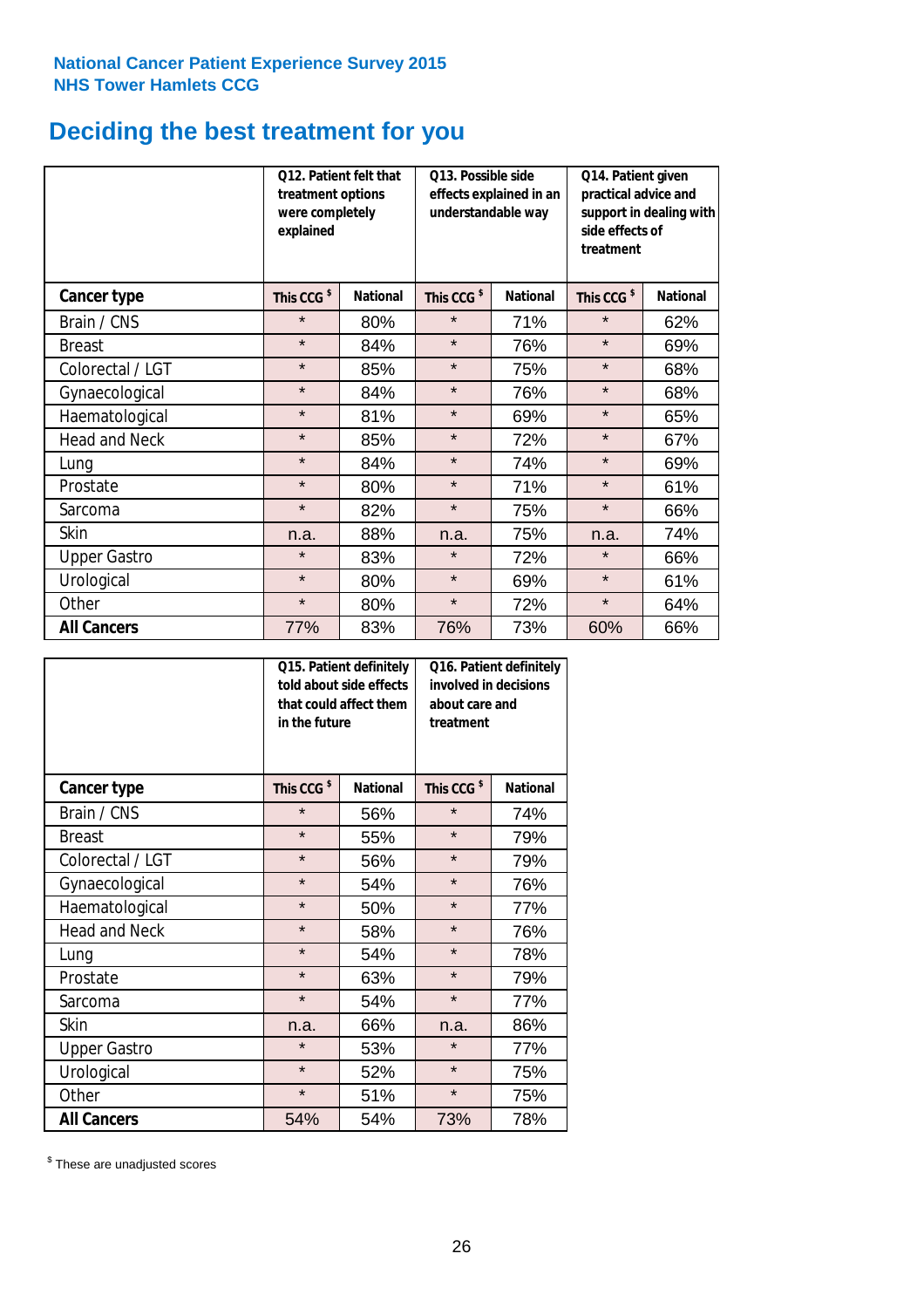National Cancer Patient Experience Survey 2015
NHS Tower Hamlets CCG

# Deciding the best treatment for you

| | Q12. Patient felt that treatment options were completely explained | | Q13. Possible side effects explained in an understandable way | | Q14. Patient given practical advice and support in dealing with side effects of treatment | |
|---|---|---|---|---|---|---|
| **Cancer type** | **This CCG $** | **National** | **This CCG $** | **National** | **This CCG $** | **National** |
| Brain / CNS | * | 80% | * | 71% | * | 62% |
| Breast | * | 84% | * | 76% | * | 69% |
| Colorectal / LGT | * | 85% | * | 75% | * | 68% |
| Gynaecological | * | 84% | * | 76% | * | 68% |
| Haematological | * | 81% | * | 69% | * | 65% |
| Head and Neck | * | 85% | * | 72% | * | 67% |
| Lung | * | 84% | * | 74% | * | 69% |
| Prostate | * | 80% | * | 71% | * | 61% |
| Sarcoma | * | 82% | * | 75% | * | 66% |
| Skin | n.a. | 88% | n.a. | 75% | n.a. | 74% |
| Upper Gastro | * | 83% | * | 72% | * | 66% |
| Urological | * | 80% | * | 69% | * | 61% |
| Other | * | 80% | * | 72% | * | 64% |
| **All Cancers** | 77% | 83% | 76% | 73% | 60% | 66% |

| | Q15. Patient definitely told about side effects that could affect them in the future | | Q16. Patient definitely involved in decisions about care and treatment | |
|---|---|---|---|---|
| **Cancer type** | **This CCG $** | **National** | **This CCG $** | **National** |
| Brain / CNS | * | 56% | * | 74% |
| Breast | * | 55% | * | 79% |
| Colorectal / LGT | * | 56% | * | 79% |
| Gynaecological | * | 54% | * | 76% |
| Haematological | * | 50% | * | 77% |
| Head and Neck | * | 58% | * | 76% |
| Lung | * | 54% | * | 78% |
| Prostate | * | 63% | * | 79% |
| Sarcoma | * | 54% | * | 77% |
| Skin | n.a. | 66% | n.a. | 86% |
| Upper Gastro | * | 53% | * | 77% |
| Urological | * | 52% | * | 75% |
| Other | * | 51% | * | 75% |
| **All Cancers** | 54% | 54% | 73% | 78% |

$ These are unadjusted scores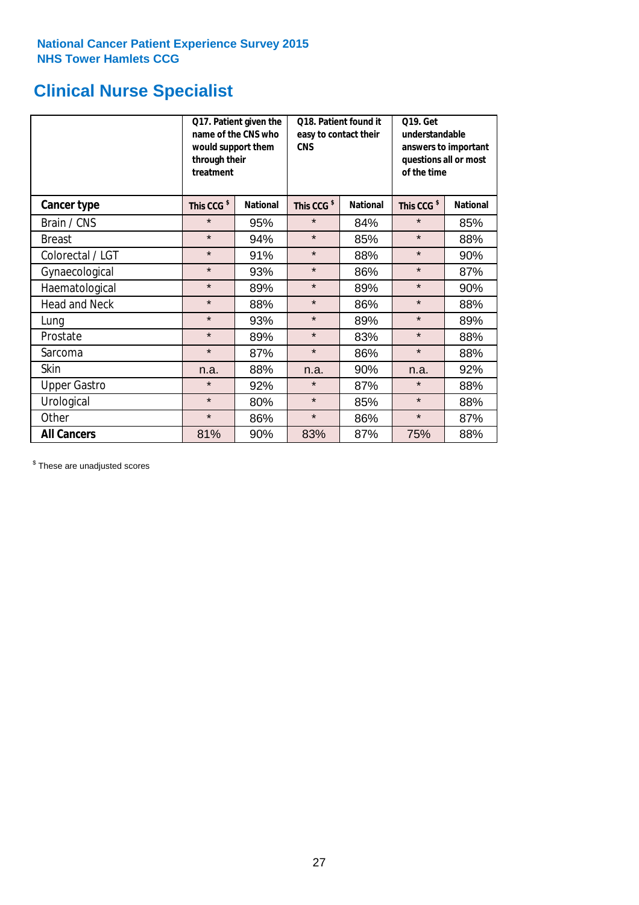National Cancer Patient Experience Survey 2015
NHS Tower Hamlets CCG

## Clinical Nurse Specialist

| | Q17. Patient given the name of the CNS who would support them through their treatment | | Q18. Patient found it easy to contact their CNS | | Q19. Get understandable answers to important questions all or most of the time | |
|---|---|---|---|---|---|---|
| **Cancer type** | **This CCG $** | **National** | **This CCG $** | **National** | **This CCG $** | **National** |
| Brain / CNS | * | 95% | * | 84% | * | 85% |
| Breast | * | 94% | * | 85% | * | 88% |
| Colorectal / LGT | * | 91% | * | 88% | * | 90% |
| Gynaecological | * | 93% | * | 86% | * | 87% |
| Haematological | * | 89% | * | 89% | * | 90% |
| Head and Neck | * | 88% | * | 86% | * | 88% |
| Lung | * | 93% | * | 89% | * | 89% |
| Prostate | * | 89% | * | 83% | * | 88% |
| Sarcoma | * | 87% | * | 86% | * | 88% |
| Skin | n.a. | 88% | n.a. | 90% | n.a. | 92% |
| Upper Gastro | * | 92% | * | 87% | * | 88% |
| Urological | * | 80% | * | 85% | * | 88% |
| Other | * | 86% | * | 86% | * | 87% |
| **All Cancers** | 81% | 90% | 83% | 87% | 75% | 88% |

$ These are unadjusted scores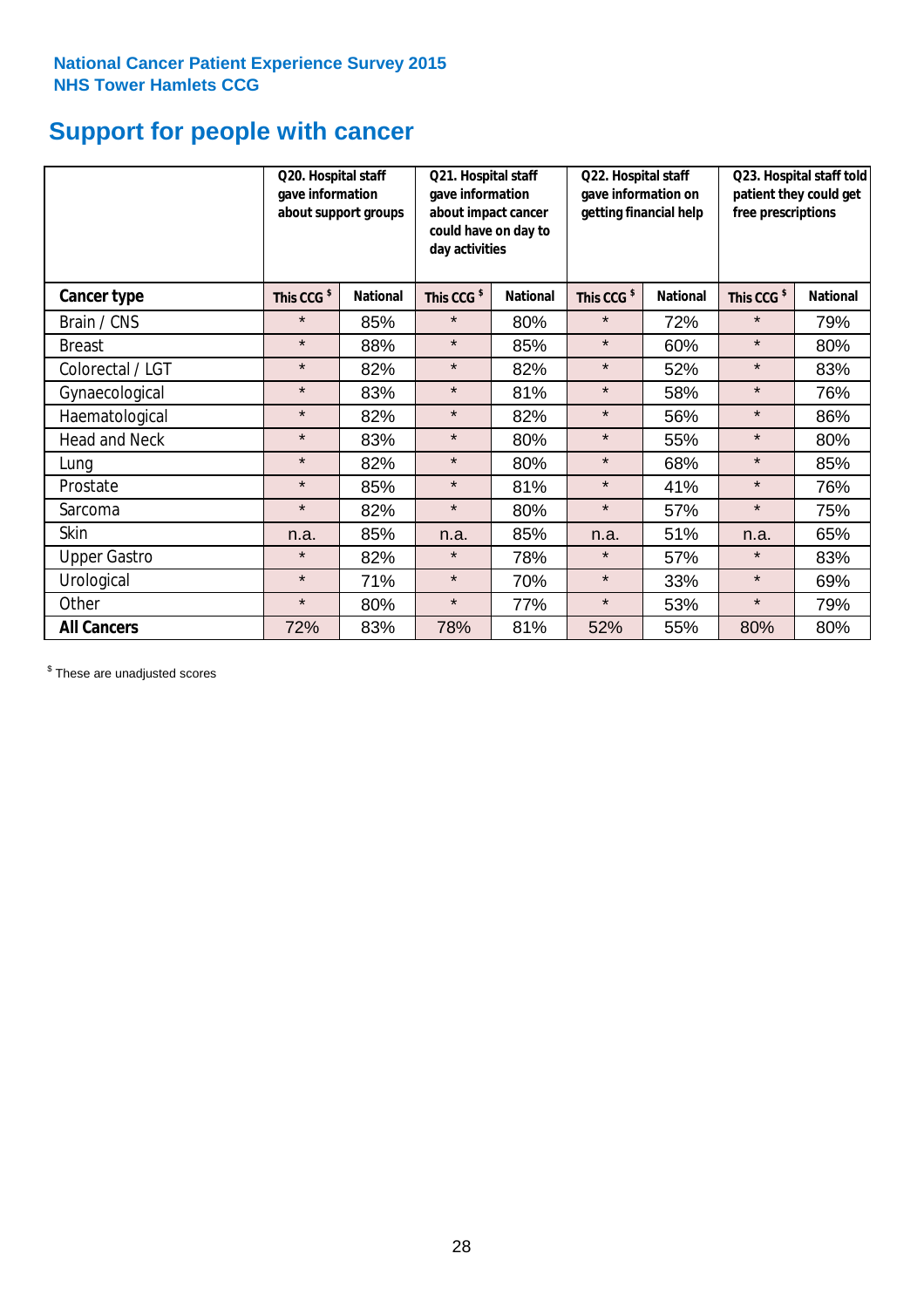**National Cancer Patient Experience Survey 2015**
**NHS Tower Hamlets CCG**

# Support for people with cancer

| | Q20. Hospital staff gave information about support groups | | Q21. Hospital staff gave information about impact cancer could have on day to day activities | | Q22. Hospital staff gave information on getting financial help | | Q23. Hospital staff told patient they could get free prescriptions | |
|---|---|---|---|---|---|---|---|---|
| **Cancer type** | This CCG $ | National | This CCG $ | National | This CCG $ | National | This CCG $ | National |
| Brain / CNS | * | 85% | * | 80% | * | 72% | * | 79% |
| Breast | * | 88% | * | 85% | * | 60% | * | 80% |
| Colorectal / LGT | * | 82% | * | 82% | * | 52% | * | 83% |
| Gynaecological | * | 83% | * | 81% | * | 58% | * | 76% |
| Haematological | * | 82% | * | 82% | * | 56% | * | 86% |
| Head and Neck | * | 83% | * | 80% | * | 55% | * | 80% |
| Lung | * | 82% | * | 80% | * | 68% | * | 85% |
| Prostate | * | 85% | * | 81% | * | 41% | * | 76% |
| Sarcoma | * | 82% | * | 80% | * | 57% | * | 75% |
| Skin | n.a. | 85% | n.a. | 85% | n.a. | 51% | n.a. | 65% |
| Upper Gastro | * | 82% | * | 78% | * | 57% | * | 83% |
| Urological | * | 71% | * | 70% | * | 33% | * | 69% |
| Other | * | 80% | * | 77% | * | 53% | * | 79% |
| **All Cancers** | 72% | 83% | 78% | 81% | 52% | 55% | 80% | 80% |

$ These are unadjusted scores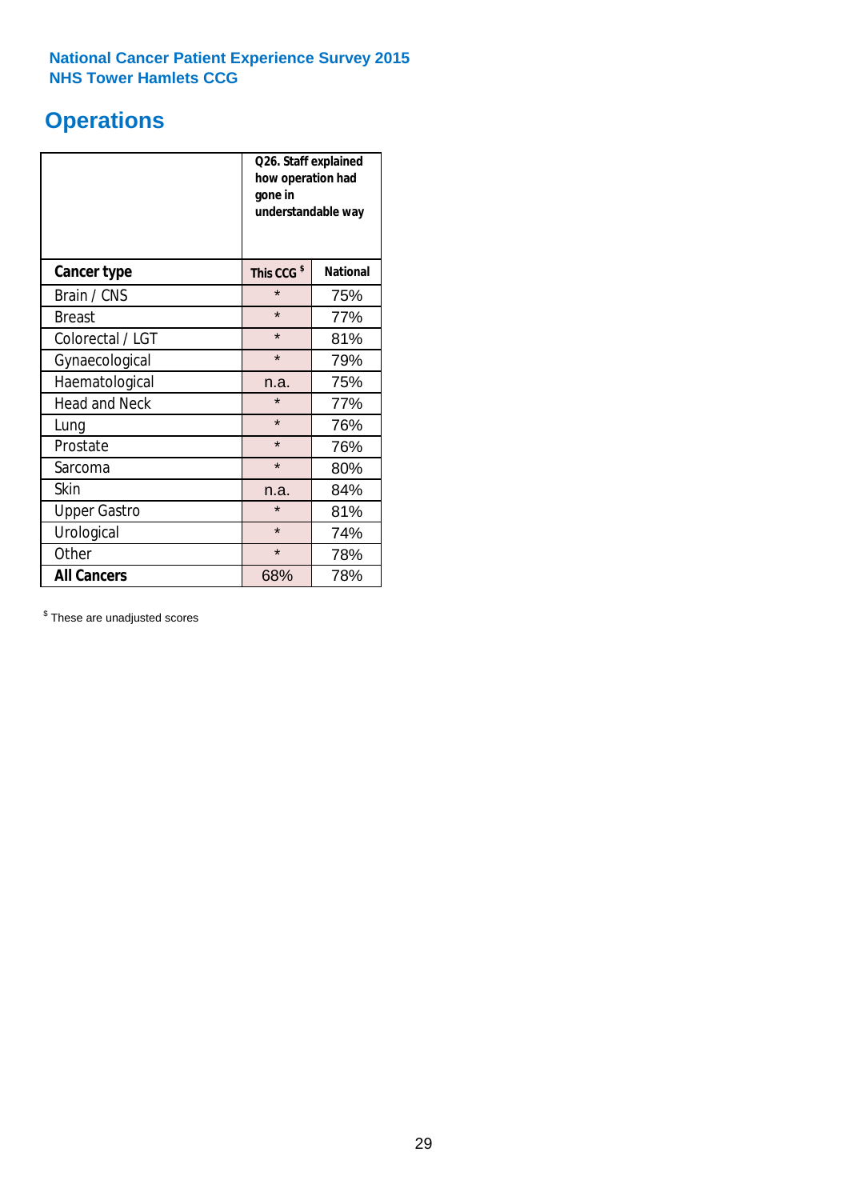**National Cancer Patient Experience Survey 2015**
**NHS Tower Hamlets CCG**

# Operations

| | Q26. Staff explained how operation had gone in understandable way | |
|---|---|---|
| **Cancer type** | **This CCG $** | **National** |
| Brain / CNS | * | 75% |
| Breast | * | 77% |
| Colorectal / LGT | * | 81% |
| Gynaecological | * | 79% |
| Haematological | n.a. | 75% |
| Head and Neck | * | 77% |
| Lung | * | 76% |
| Prostate | * | 76% |
| Sarcoma | * | 80% |
| Skin | n.a. | 84% |
| Upper Gastro | * | 81% |
| Urological | * | 74% |
| Other | * | 78% |
| **All Cancers** | 68% | 78% |

$ These are unadjusted scores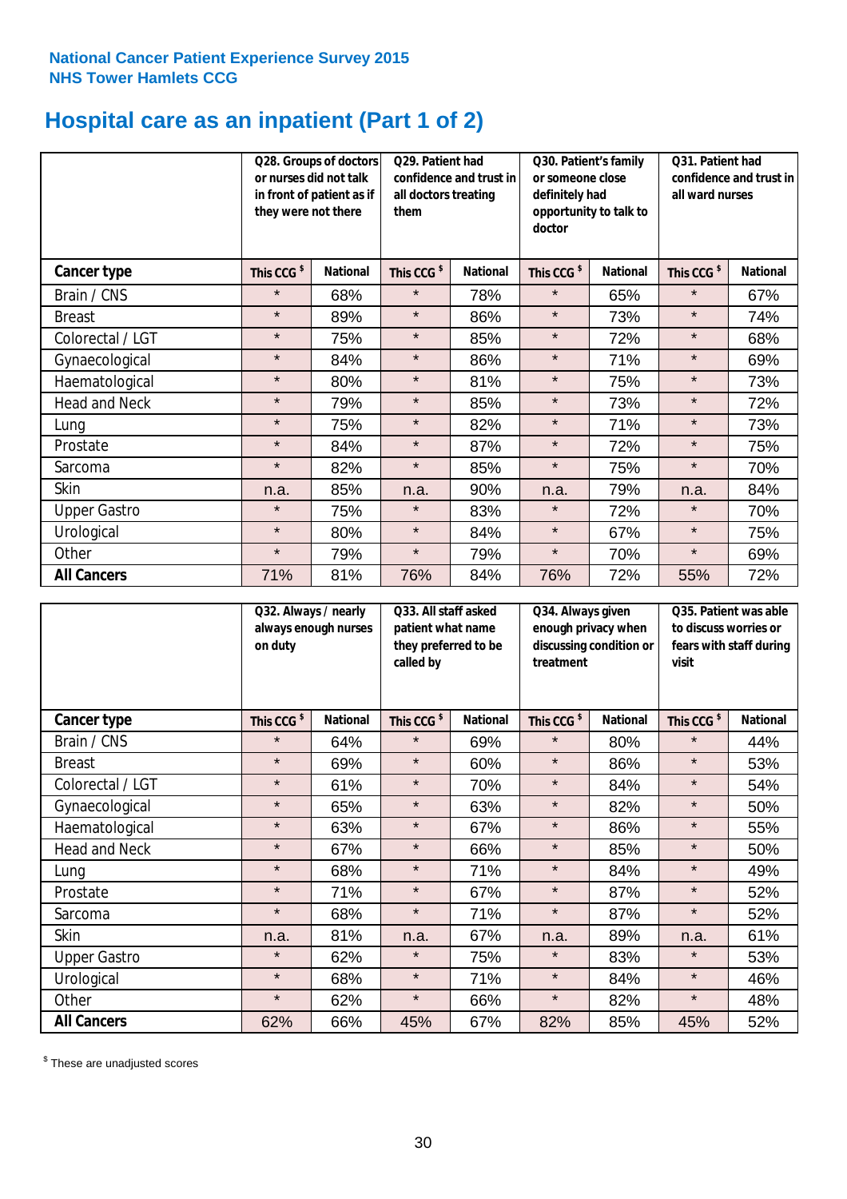**National Cancer Patient Experience Survey 2015**
**NHS Tower Hamlets CCG**

# Hospital care as an inpatient (Part 1 of 2)

| | Q28. Groups of doctors or nurses did not talk in front of patient as if they were not there | | Q29. Patient had confidence and trust in all doctors treating them | | Q30. Patient's family or someone close definitely had opportunity to talk to doctor | | Q31. Patient had confidence and trust in all ward nurses | |
|---|---|---|---|---|---|---|---|---|
| **Cancer type** | **This CCG $** | **National** | **This CCG $** | **National** | **This CCG $** | **National** | **This CCG $** | **National** |
| Brain / CNS | * | 68% | * | 78% | * | 65% | * | 67% |
| Breast | * | 89% | * | 86% | * | 73% | * | 74% |
| Colorectal / LGT | * | 75% | * | 85% | * | 72% | * | 68% |
| Gynaecological | * | 84% | * | 86% | * | 71% | * | 69% |
| Haematological | * | 80% | * | 81% | * | 75% | * | 73% |
| Head and Neck | * | 79% | * | 85% | * | 73% | * | 72% |
| Lung | * | 75% | * | 82% | * | 71% | * | 73% |
| Prostate | * | 84% | * | 87% | * | 72% | * | 75% |
| Sarcoma | * | 82% | * | 85% | * | 75% | * | 70% |
| Skin | n.a. | 85% | n.a. | 90% | n.a. | 79% | n.a. | 84% |
| Upper Gastro | * | 75% | * | 83% | * | 72% | * | 70% |
| Urological | * | 80% | * | 84% | * | 67% | * | 75% |
| Other | * | 79% | * | 79% | * | 70% | * | 69% |
| **All Cancers** | 71% | 81% | 76% | 84% | 76% | 72% | 55% | 72% |

| | Q32. Always / nearly always enough nurses on duty | | Q33. All staff asked patient what name they preferred to be called by | | Q34. Always given enough privacy when discussing condition or treatment | | Q35. Patient was able to discuss worries or fears with staff during visit | |
|---|---|---|---|---|---|---|---|---|
| **Cancer type** | **This CCG $** | **National** | **This CCG $** | **National** | **This CCG $** | **National** | **This CCG $** | **National** |
| Brain / CNS | * | 64% | * | 69% | * | 80% | * | 44% |
| Breast | * | 69% | * | 60% | * | 86% | * | 53% |
| Colorectal / LGT | * | 61% | * | 70% | * | 84% | * | 54% |
| Gynaecological | * | 65% | * | 63% | * | 82% | * | 50% |
| Haematological | * | 63% | * | 67% | * | 86% | * | 55% |
| Head and Neck | * | 67% | * | 66% | * | 85% | * | 50% |
| Lung | * | 68% | * | 71% | * | 84% | * | 49% |
| Prostate | * | 71% | * | 67% | * | 87% | * | 52% |
| Sarcoma | * | 68% | * | 71% | * | 87% | * | 52% |
| Skin | n.a. | 81% | n.a. | 67% | n.a. | 89% | n.a. | 61% |
| Upper Gastro | * | 62% | * | 75% | * | 83% | * | 53% |
| Urological | * | 68% | * | 71% | * | 84% | * | 46% |
| Other | * | 62% | * | 66% | * | 82% | * | 48% |
| **All Cancers** | 62% | 66% | 45% | 67% | 82% | 85% | 45% | 52% |

$ These are unadjusted scores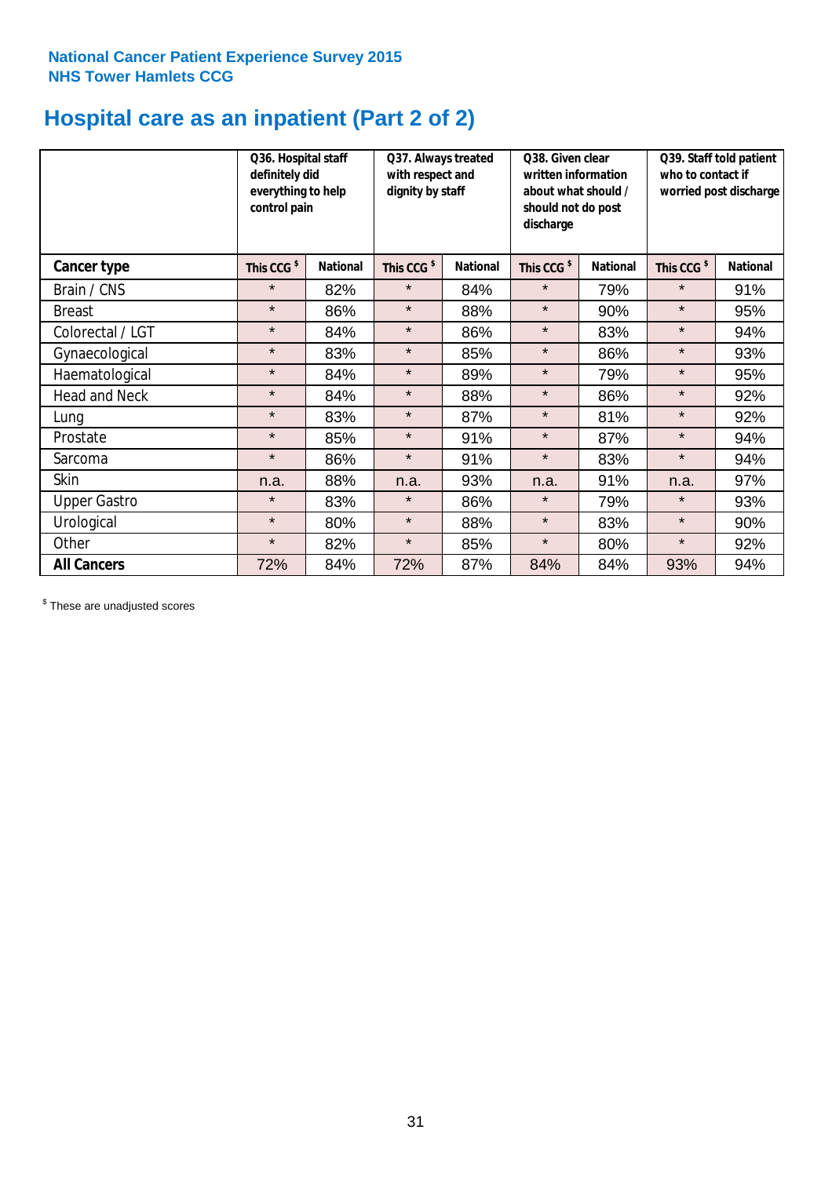**National Cancer Patient Experience Survey 2015**
**NHS Tower Hamlets CCG**

# Hospital care as an inpatient (Part 2 of 2)

| | Q36. Hospital staff definitely did everything to help control pain | | Q37. Always treated with respect and dignity by staff | | Q38. Given clear written information about what should / should not do post discharge | | Q39. Staff told patient who to contact if worried post discharge | |
|---|---|---|---|---|---|---|---|---|
| **Cancer type** | **This CCG $** | **National** | **This CCG $** | **National** | **This CCG $** | **National** | **This CCG $** | **National** |
| Brain / CNS | * | 82% | * | 84% | * | 79% | * | 91% |
| Breast | * | 86% | * | 88% | * | 90% | * | 95% |
| Colorectal / LGT | * | 84% | * | 86% | * | 83% | * | 94% |
| Gynaecological | * | 83% | * | 85% | * | 86% | * | 93% |
| Haematological | * | 84% | * | 89% | * | 79% | * | 95% |
| Head and Neck | * | 84% | * | 88% | * | 86% | * | 92% |
| Lung | * | 83% | * | 87% | * | 81% | * | 92% |
| Prostate | * | 85% | * | 91% | * | 87% | * | 94% |
| Sarcoma | * | 86% | * | 91% | * | 83% | * | 94% |
| Skin | n.a. | 88% | n.a. | 93% | n.a. | 91% | n.a. | 97% |
| Upper Gastro | * | 83% | * | 86% | * | 79% | * | 93% |
| Urological | * | 80% | * | 88% | * | 83% | * | 90% |
| Other | * | 82% | * | 85% | * | 80% | * | 92% |
| **All Cancers** | 72% | 84% | 72% | 87% | 84% | 84% | 93% | 94% |

$ These are unadjusted scores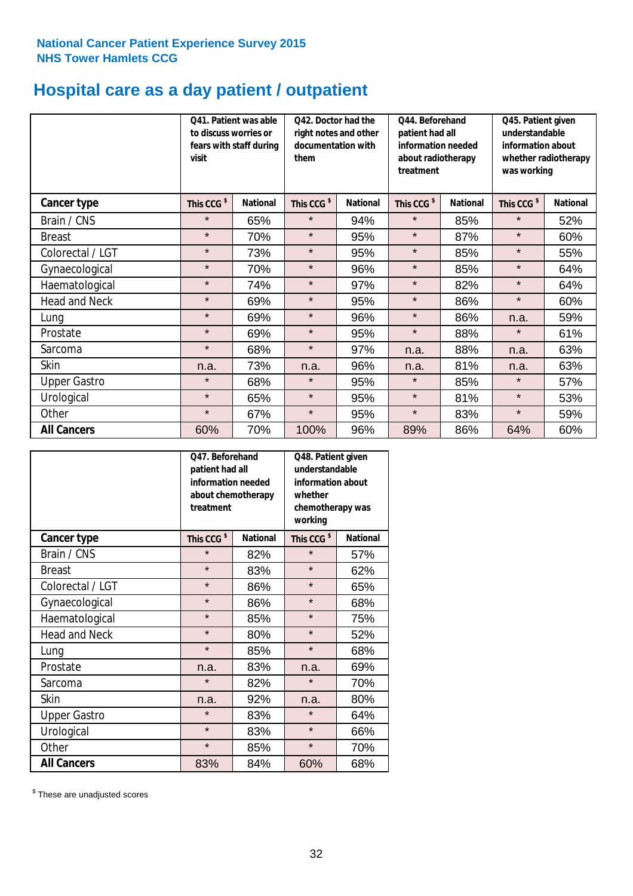National Cancer Patient Experience Survey 2015
NHS Tower Hamlets CCG

# Hospital care as a day patient / outpatient

| | Q41. Patient was able to discuss worries or fears with staff during visit | | Q42. Doctor had the right notes and other documentation with them | | Q44. Beforehand patient had all information needed about radiotherapy treatment | | Q45. Patient given understandable information about whether radiotherapy was working | |
|---|---|---|---|---|---|---|---|---|
| **Cancer type** | **This CCG $** | **National** | **This CCG $** | **National** | **This CCG $** | **National** | **This CCG $** | **National** |
| Brain / CNS | * | 65% | * | 94% | * | 85% | * | 52% |
| Breast | * | 70% | * | 95% | * | 87% | * | 60% |
| Colorectal / LGT | * | 73% | * | 95% | * | 85% | * | 55% |
| Gynaecological | * | 70% | * | 96% | * | 85% | * | 64% |
| Haematological | * | 74% | * | 97% | * | 82% | * | 64% |
| Head and Neck | * | 69% | * | 95% | * | 86% | * | 60% |
| Lung | * | 69% | * | 96% | * | 86% | n.a. | 59% |
| Prostate | * | 69% | * | 95% | * | 88% | * | 61% |
| Sarcoma | * | 68% | * | 97% | n.a. | 88% | n.a. | 63% |
| Skin | n.a. | 73% | n.a. | 96% | n.a. | 81% | n.a. | 63% |
| Upper Gastro | * | 68% | * | 95% | * | 85% | * | 57% |
| Urological | * | 65% | * | 95% | * | 81% | * | 53% |
| Other | * | 67% | * | 95% | * | 83% | * | 59% |
| **All Cancers** | 60% | 70% | 100% | 96% | 89% | 86% | 64% | 60% |

| | Q47. Beforehand patient had all information needed about chemotherapy treatment | | Q48. Patient given understandable information about whether chemotherapy was working | |
|---|---|---|---|---|
| **Cancer type** | **This CCG $** | **National** | **This CCG $** | **National** |
| Brain / CNS | * | 82% | * | 57% |
| Breast | * | 83% | * | 62% |
| Colorectal / LGT | * | 86% | * | 65% |
| Gynaecological | * | 86% | * | 68% |
| Haematological | * | 85% | * | 75% |
| Head and Neck | * | 80% | * | 52% |
| Lung | * | 85% | * | 68% |
| Prostate | n.a. | 83% | n.a. | 69% |
| Sarcoma | * | 82% | * | 70% |
| Skin | n.a. | 92% | n.a. | 80% |
| Upper Gastro | * | 83% | * | 64% |
| Urological | * | 83% | * | 66% |
| Other | * | 85% | * | 70% |
| **All Cancers** | 83% | 84% | 60% | 68% |

$ These are unadjusted scores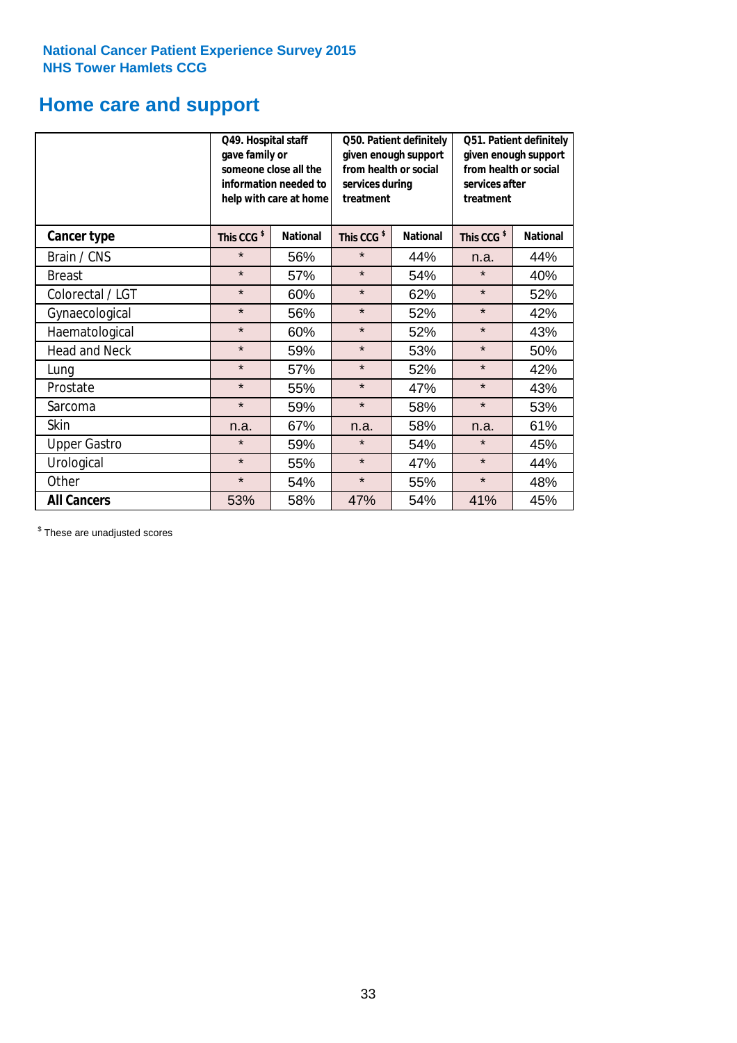**National Cancer Patient Experience Survey 2015**
**NHS Tower Hamlets CCG**

# Home care and support

| | Q49. Hospital staff gave family or someone close all the information needed to help with care at home | | Q50. Patient definitely given enough support from health or social services during treatment | | Q51. Patient definitely given enough support from health or social services after treatment | |
|---|---|---|---|---|---|---|
| **Cancer type** | **This CCG $** | **National** | **This CCG $** | **National** | **This CCG $** | **National** |
| Brain / CNS | * | 56% | * | 44% | n.a. | 44% |
| Breast | * | 57% | * | 54% | * | 40% |
| Colorectal / LGT | * | 60% | * | 62% | * | 52% |
| Gynaecological | * | 56% | * | 52% | * | 42% |
| Haematological | * | 60% | * | 52% | * | 43% |
| Head and Neck | * | 59% | * | 53% | * | 50% |
| Lung | * | 57% | * | 52% | * | 42% |
| Prostate | * | 55% | * | 47% | * | 43% |
| Sarcoma | * | 59% | * | 58% | * | 53% |
| Skin | n.a. | 67% | n.a. | 58% | n.a. | 61% |
| Upper Gastro | * | 59% | * | 54% | * | 45% |
| Urological | * | 55% | * | 47% | * | 44% |
| Other | * | 54% | * | 55% | * | 48% |
| **All Cancers** | 53% | 58% | 47% | 54% | 41% | 45% |

$ These are unadjusted scores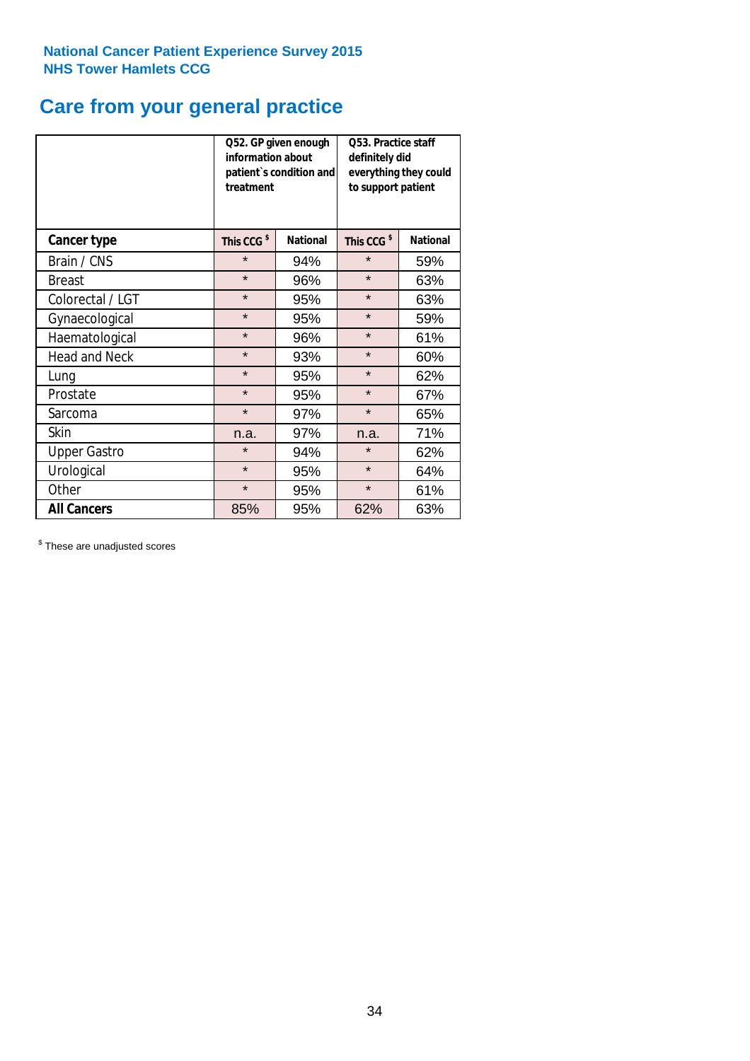National Cancer Patient Experience Survey 2015
NHS Tower Hamlets CCG

# Care from your general practice

| | Q52. GP given enough information about patient`s condition and treatment | | Q53. Practice staff definitely did everything they could to support patient | |
|---|---|---|---|---|
| **Cancer type** | **This CCG $** | **National** | **This CCG $** | **National** |
| Brain / CNS | * | 94% | * | 59% |
| Breast | * | 96% | * | 63% |
| Colorectal / LGT | * | 95% | * | 63% |
| Gynaecological | * | 95% | * | 59% |
| Haematological | * | 96% | * | 61% |
| Head and Neck | * | 93% | * | 60% |
| Lung | * | 95% | * | 62% |
| Prostate | * | 95% | * | 67% |
| Sarcoma | * | 97% | * | 65% |
| Skin | n.a. | 97% | n.a. | 71% |
| Upper Gastro | * | 94% | * | 62% |
| Urological | * | 95% | * | 64% |
| Other | * | 95% | * | 61% |
| **All Cancers** | 85% | 95% | 62% | 63% |

$ These are unadjusted scores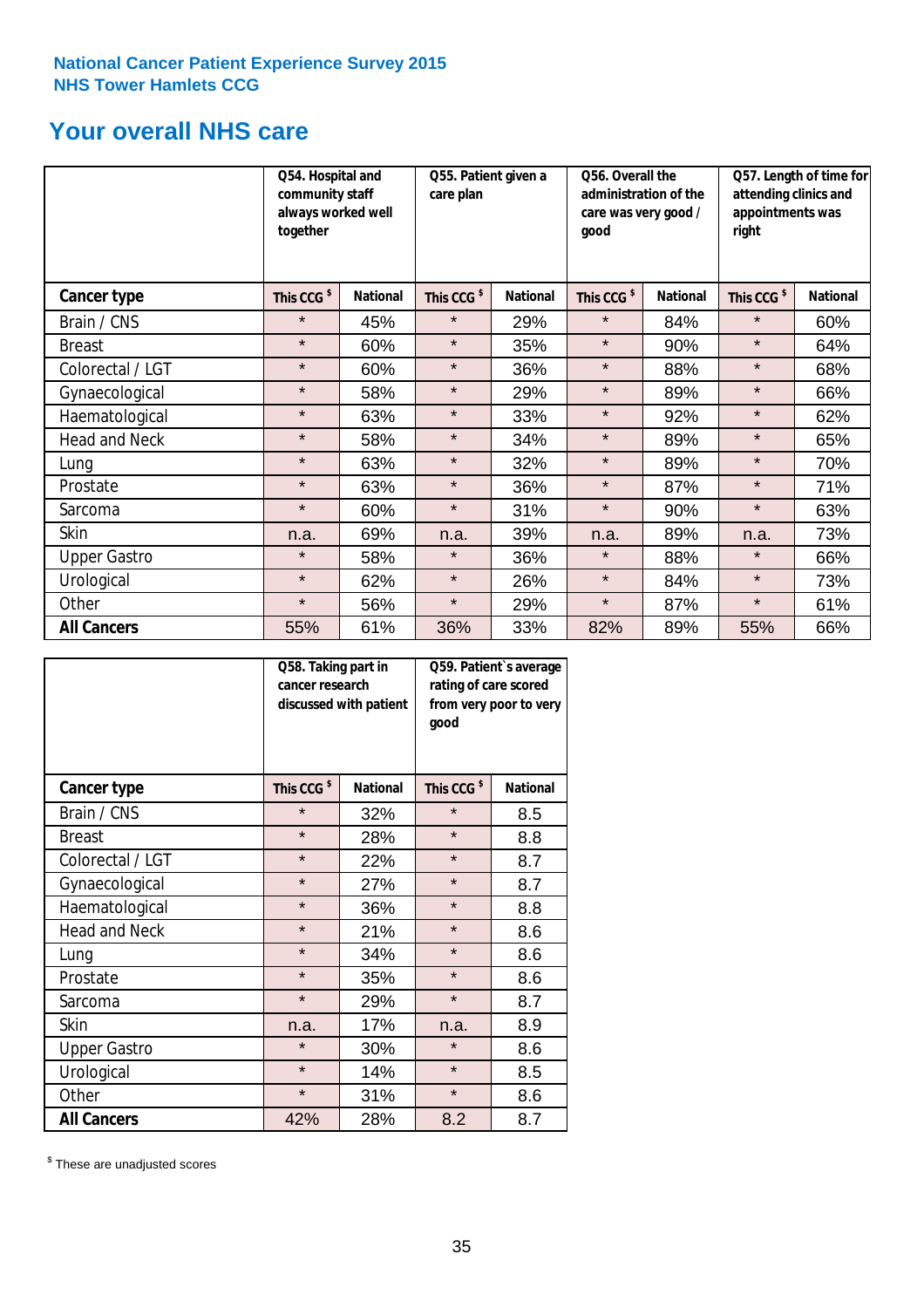National Cancer Patient Experience Survey 2015
NHS Tower Hamlets CCG

## Your overall NHS care

| | Q54. Hospital and community staff always worked well together | | Q55. Patient given a care plan | | Q56. Overall the administration of the care was very good / good | | Q57. Length of time for attending clinics and appointments was right | |
|---|---|---|---|---|---|---|---|---|
| **Cancer type** | This CCG $ | National | This CCG $ | National | This CCG $ | National | This CCG $ | National |
| Brain / CNS | * | 45% | * | 29% | * | 84% | * | 60% |
| Breast | * | 60% | * | 35% | * | 90% | * | 64% |
| Colorectal / LGT | * | 60% | * | 36% | * | 88% | * | 68% |
| Gynaecological | * | 58% | * | 29% | * | 89% | * | 66% |
| Haematological | * | 63% | * | 33% | * | 92% | * | 62% |
| Head and Neck | * | 58% | * | 34% | * | 89% | * | 65% |
| Lung | * | 63% | * | 32% | * | 89% | * | 70% |
| Prostate | * | 63% | * | 36% | * | 87% | * | 71% |
| Sarcoma | * | 60% | * | 31% | * | 90% | * | 63% |
| Skin | n.a. | 69% | n.a. | 39% | n.a. | 89% | n.a. | 73% |
| Upper Gastro | * | 58% | * | 36% | * | 88% | * | 66% |
| Urological | * | 62% | * | 26% | * | 84% | * | 73% |
| Other | * | 56% | * | 29% | * | 87% | * | 61% |
| **All Cancers** | 55% | 61% | 36% | 33% | 82% | 89% | 55% | 66% |

| | Q58. Taking part in cancer research discussed with patient | | Q59. Patient`s average rating of care scored from very poor to very good | |
|---|---|---|---|---|
| **Cancer type** | This CCG $ | National | This CCG $ | National |
| Brain / CNS | * | 32% | * | 8.5 |
| Breast | * | 28% | * | 8.8 |
| Colorectal / LGT | * | 22% | * | 8.7 |
| Gynaecological | * | 27% | * | 8.7 |
| Haematological | * | 36% | * | 8.8 |
| Head and Neck | * | 21% | * | 8.6 |
| Lung | * | 34% | * | 8.6 |
| Prostate | * | 35% | * | 8.6 |
| Sarcoma | * | 29% | * | 8.7 |
| Skin | n.a. | 17% | n.a. | 8.9 |
| Upper Gastro | * | 30% | * | 8.6 |
| Urological | * | 14% | * | 8.5 |
| Other | * | 31% | * | 8.6 |
| **All Cancers** | 42% | 28% | 8.2 | 8.7 |

$ These are unadjusted scores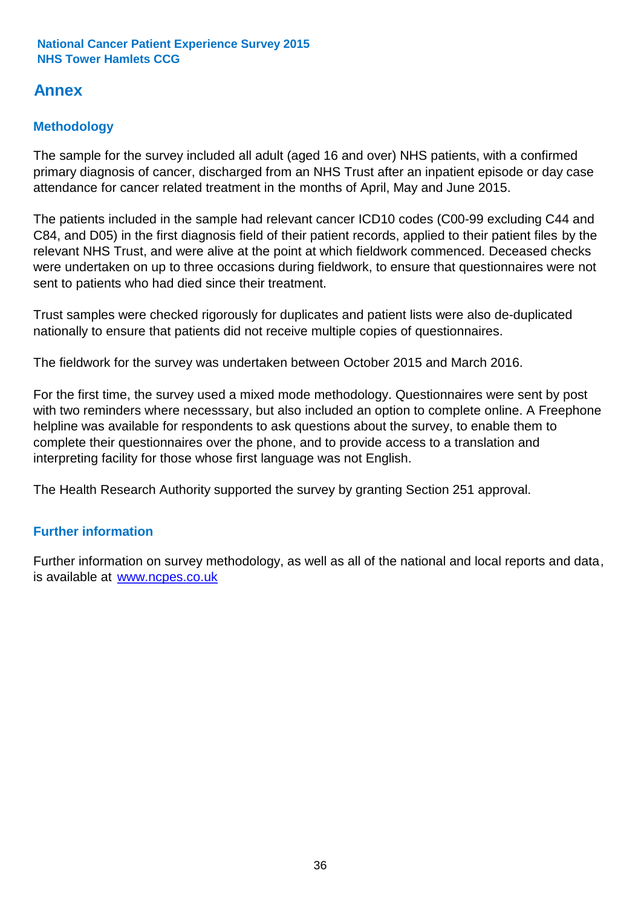## Annex

### Methodology

The sample for the survey included all adult (aged 16 and over) NHS patients, with a confirmed primary diagnosis of cancer, discharged from an NHS Trust after an inpatient episode or day case attendance for cancer related treatment in the months of April, May and June 2015.

The patients included in the sample had relevant cancer ICD10 codes (C00-99 excluding C44 and C84, and D05) in the first diagnosis field of their patient records, applied to their patient files by the relevant NHS Trust, and were alive at the point at which fieldwork commenced. Deceased checks were undertaken on up to three occasions during fieldwork, to ensure that questionnaires were not sent to patients who had died since their treatment.

Trust samples were checked rigorously for duplicates and patient lists were also de-duplicated nationally to ensure that patients did not receive multiple copies of questionnaires.

The fieldwork for the survey was undertaken between October 2015 and March 2016.

For the first time, the survey used a mixed mode methodology. Questionnaires were sent by post with two reminders where necesssary, but also included an option to complete online. A Freephone helpline was available for respondents to ask questions about the survey, to enable them to complete their questionnaires over the phone, and to provide access to a translation and interpreting facility for those whose first language was not English.

The Health Research Authority supported the survey by granting Section 251 approval.

### Further information

Further information on survey methodology, as well as all of the national and local reports and data, is available at [www.ncpes.co.uk](www.ncpes.co.uk)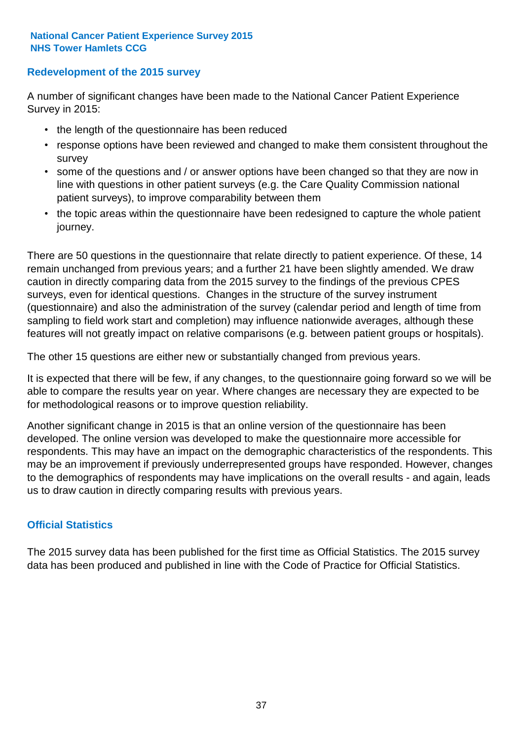## Redevelopment of the 2015 survey

A number of significant changes have been made to the National Cancer Patient Experience Survey in 2015:

- the length of the questionnaire has been reduced
- response options have been reviewed and changed to make them consistent throughout the survey
- some of the questions and / or answer options have been changed so that they are now in line with questions in other patient surveys (e.g. the Care Quality Commission national patient surveys), to improve comparability between them
- the topic areas within the questionnaire have been redesigned to capture the whole patient journey.

There are 50 questions in the questionnaire that relate directly to patient experience. Of these, 14 remain unchanged from previous years; and a further 21 have been slightly amended. We draw caution in directly comparing data from the 2015 survey to the findings of the previous CPES surveys, even for identical questions. Changes in the structure of the survey instrument (questionnaire) and also the administration of the survey (calendar period and length of time from sampling to field work start and completion) may influence nationwide averages, although these features will not greatly impact on relative comparisons (e.g. between patient groups or hospitals).

The other 15 questions are either new or substantially changed from previous years.

It is expected that there will be few, if any changes, to the questionnaire going forward so we will be able to compare the results year on year. Where changes are necessary they are expected to be for methodological reasons or to improve question reliability.

Another significant change in 2015 is that an online version of the questionnaire has been developed. The online version was developed to make the questionnaire more accessible for respondents. This may have an impact on the demographic characteristics of the respondents. This may be an improvement if previously underrepresented groups have responded. However, changes to the demographics of respondents may have implications on the overall results - and again, leads us to draw caution in directly comparing results with previous years.

## Official Statistics

The 2015 survey data has been published for the first time as Official Statistics. The 2015 survey data has been produced and published in line with the Code of Practice for Official Statistics.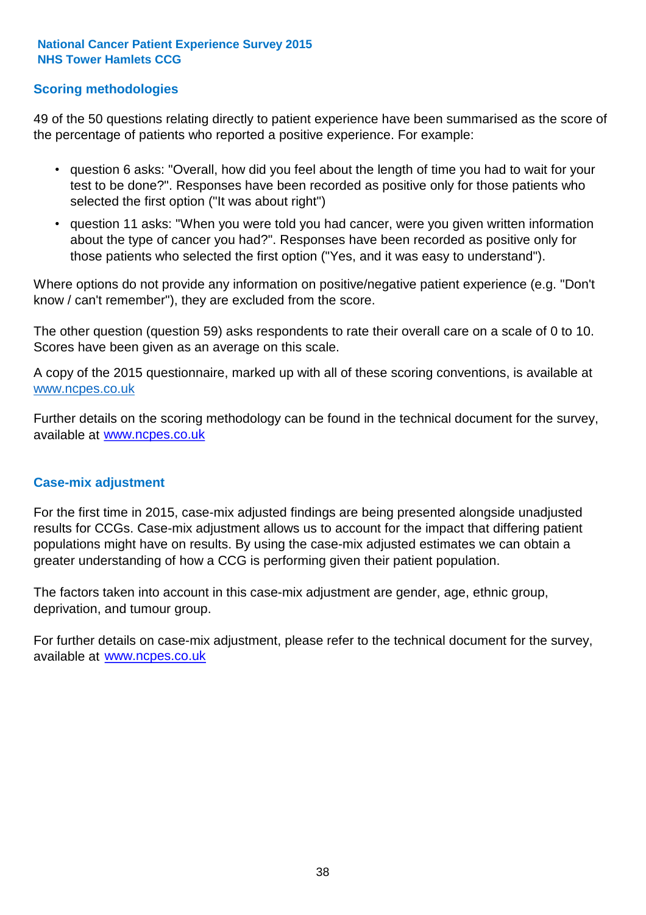## Scoring methodologies

49 of the 50 questions relating directly to patient experience have been summarised as the score of the percentage of patients who reported a positive experience. For example:

- question 6 asks: "Overall, how did you feel about the length of time you had to wait for your test to be done?". Responses have been recorded as positive only for those patients who selected the first option ("It was about right")
- question 11 asks: "When you were told you had cancer, were you given written information about the type of cancer you had?". Responses have been recorded as positive only for those patients who selected the first option ("Yes, and it was easy to understand").

Where options do not provide any information on positive/negative patient experience (e.g. "Don't know / can't remember"), they are excluded from the score.

The other question (question 59) asks respondents to rate their overall care on a scale of 0 to 10. Scores have been given as an average on this scale.

A copy of the 2015 questionnaire, marked up with all of these scoring conventions, is available at www.ncpes.co.uk

Further details on the scoring methodology can be found in the technical document for the survey, available at www.ncpes.co.uk

## Case-mix adjustment

For the first time in 2015, case-mix adjusted findings are being presented alongside unadjusted results for CCGs. Case-mix adjustment allows us to account for the impact that differing patient populations might have on results. By using the case-mix adjusted estimates we can obtain a greater understanding of how a CCG is performing given their patient population.

The factors taken into account in this case-mix adjustment are gender, age, ethnic group, deprivation, and tumour group.

For further details on case-mix adjustment, please refer to the technical document for the survey, available at www.ncpes.co.uk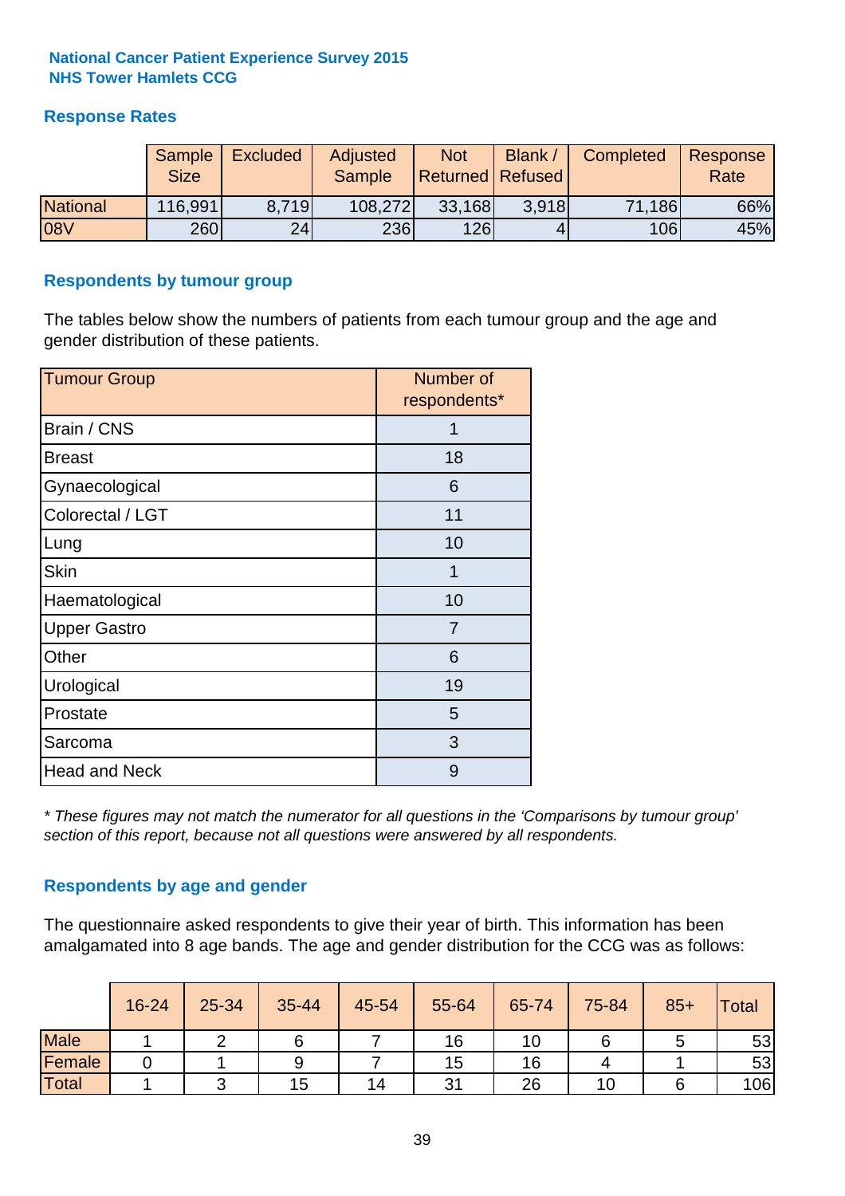**National Cancer Patient Experience Survey 2015**
**NHS Tower Hamlets CCG**

## Response Rates

| | Sample Size | Excluded | Adjusted Sample | Not Returned | Blank / Refused | Completed | Response Rate |
|---|---|---|---|---|---|---|---|
| National | 116,991 | 8,719 | 108,272 | 33,168 | 3,918 | 71,186 | 66% |
| 08V | 260 | 24 | 236 | 126 | 4 | 106 | 45% |

## Respondents by tumour group

The tables below show the numbers of patients from each tumour group and the age and gender distribution of these patients.

| Tumour Group | Number of respondents* |
|---|---|
| Brain / CNS | 1 |
| Breast | 18 |
| Gynaecological | 6 |
| Colorectal / LGT | 11 |
| Lung | 10 |
| Skin | 1 |
| Haematological | 10 |
| Upper Gastro | 7 |
| Other | 6 |
| Urological | 19 |
| Prostate | 5 |
| Sarcoma | 3 |
| Head and Neck | 9 |

*\* These figures may not match the numerator for all questions in the 'Comparisons by tumour group' section of this report, because not all questions were answered by all respondents.*

## Respondents by age and gender

The questionnaire asked respondents to give their year of birth. This information has been amalgamated into 8 age bands. The age and gender distribution for the CCG was as follows:

| | 16-24 | 25-34 | 35-44 | 45-54 | 55-64 | 65-74 | 75-84 | 85+ | Total |
|---|---|---|---|---|---|---|---|---|---|
| Male | 1 | 2 | 6 | 7 | 16 | 10 | 6 | 5 | 53 |
| Female | 0 | 1 | 9 | 7 | 15 | 16 | 4 | 1 | 53 |
| Total | 1 | 3 | 15 | 14 | 31 | 26 | 10 | 6 | 106 |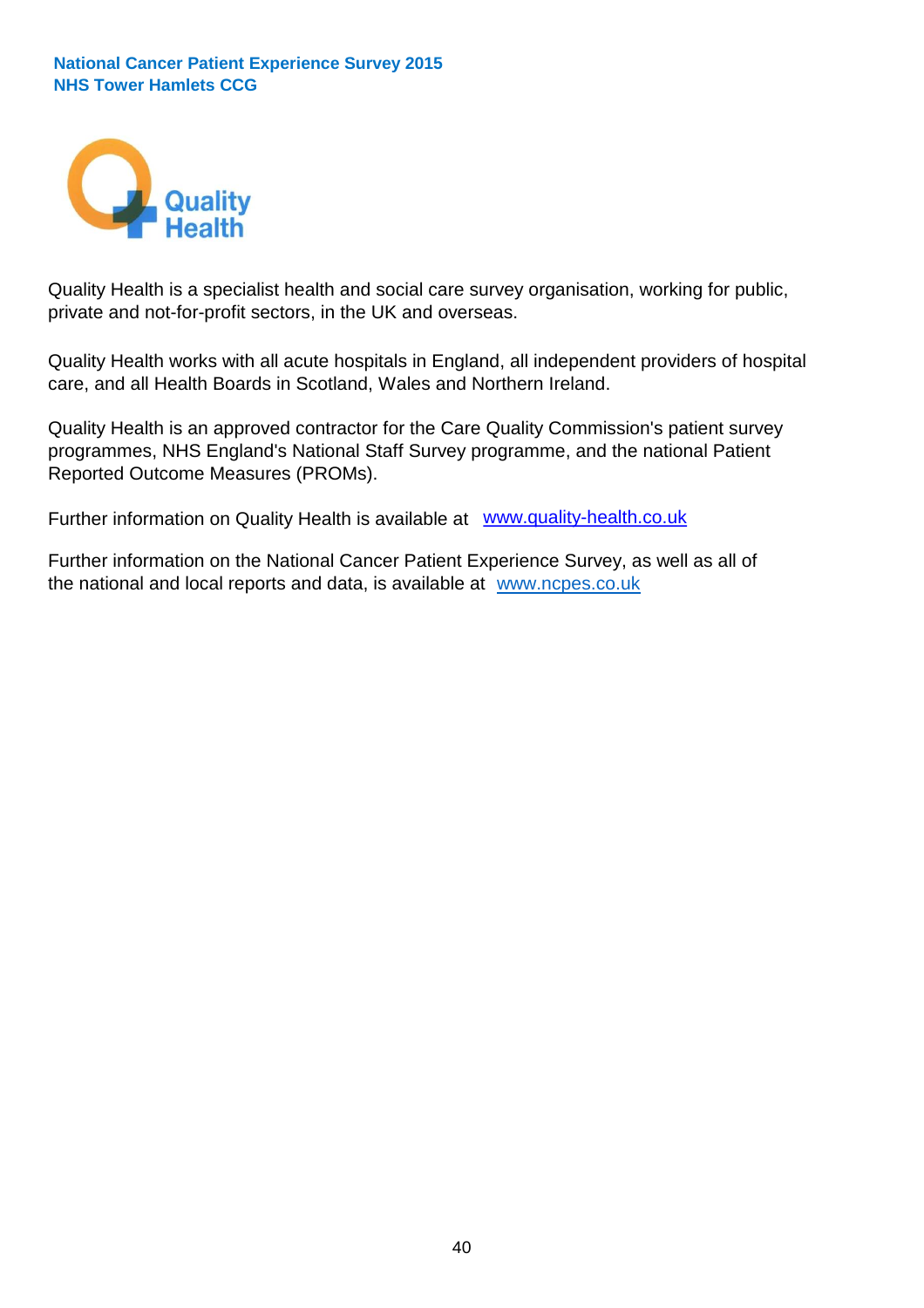Quality Health is a specialist health and social care survey organisation, working for public, private and not-for-profit sectors, in the UK and overseas.

Quality Health works with all acute hospitals in England, all independent providers of hospital care, and all Health Boards in Scotland, Wales and Northern Ireland.

Quality Health is an approved contractor for the Care Quality Commission's patient survey programmes, NHS England's National Staff Survey programme, and the national Patient Reported Outcome Measures (PROMs).

Further information on Quality Health is available at [www.quality-health.co.uk](http://www.quality-health.co.uk)

Further information on the National Cancer Patient Experience Survey, as well as all of the national and local reports and data, is available at [www.ncpes.co.uk](http://www.ncpes.co.uk)